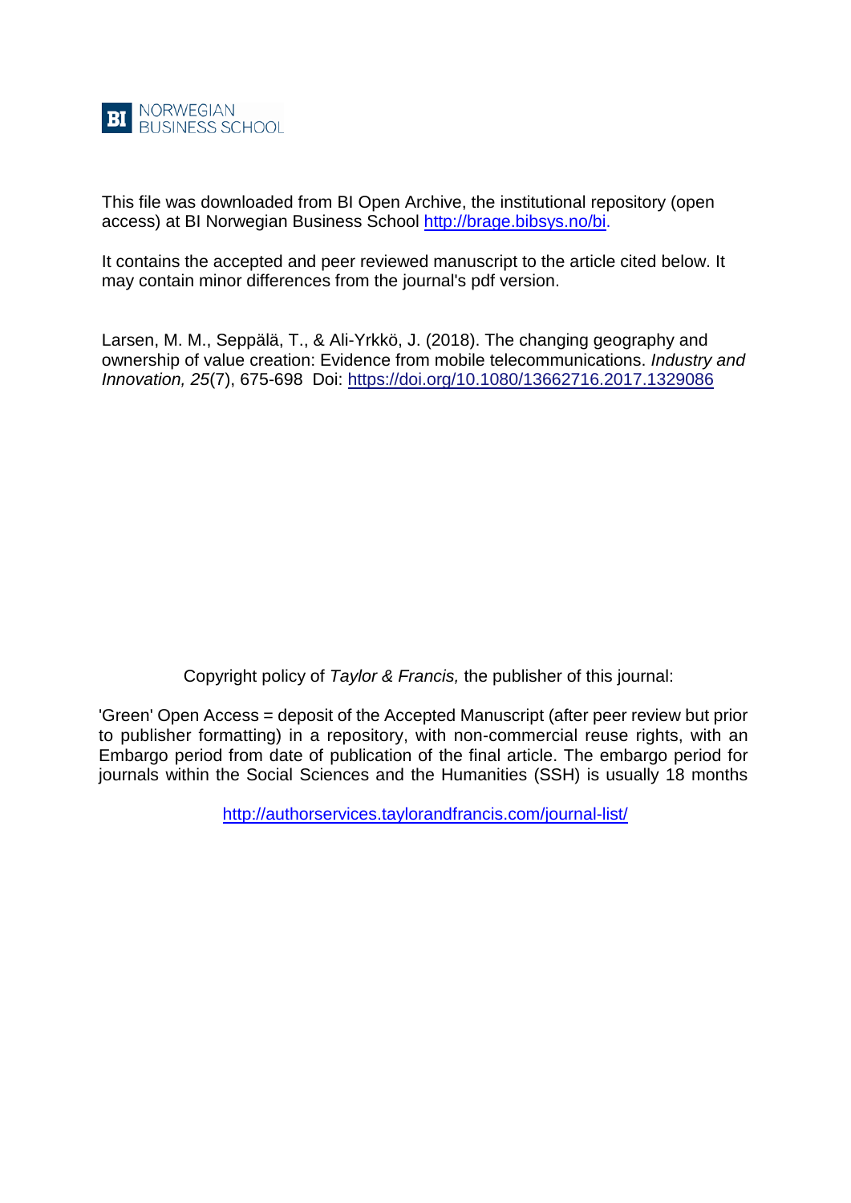BI NORWEGIAN BUSINESS SCHOOL

This file was downloaded from BI Open Archive, the institutional repository (open access) at BI Norwegian Business School http://brage.bibsys.no/bi.

It contains the accepted and peer reviewed manuscript to the article cited below. It may contain minor differences from the journal's pdf version.

Larsen, M. M., Seppälä, T., & Ali-Yrkkö, J. (2018). The changing geography and ownership of value creation: Evidence from mobile telecommunications. *Industry and Innovation, 25*(7), 675-698 Doi: https://doi.org/10.1080/13662716.2017.1329086

Copyright policy of *Taylor & Francis,* the publisher of this journal:

'Green' Open Access = deposit of the Accepted Manuscript (after peer review but prior to publisher formatting) in a repository, with non-commercial reuse rights, with an Embargo period from date of publication of the final article. The embargo period for journals within the Social Sciences and the Humanities (SSH) is usually 18 months

http://authorservices.taylorandfrancis.com/journal-list/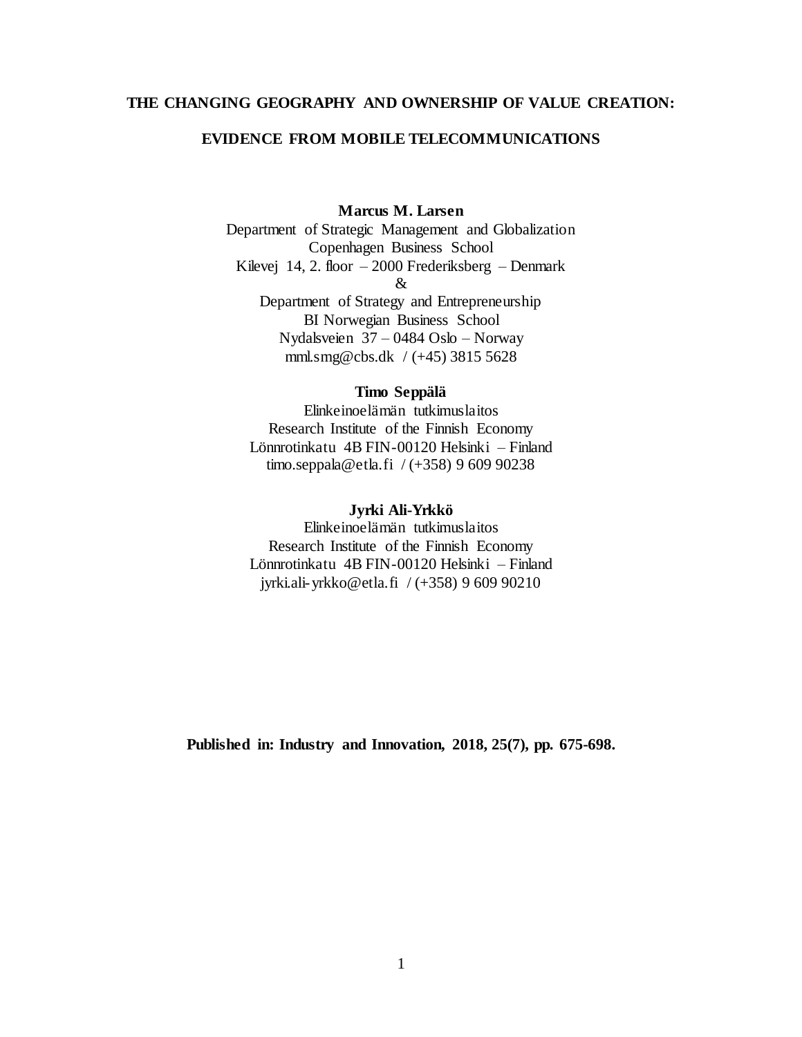**THE CHANGING GEOGRAPHY AND OWNERSHIP OF VALUE CREATION:**

**EVIDENCE FROM MOBILE TELECOMMUNICATIONS**

**Marcus M. Larsen**
Department of Strategic Management and Globalization
Copenhagen Business School
Kilevej 14, 2. floor – 2000 Frederiksberg – Denmark
&
Department of Strategy and Entrepreneurship
BI Norwegian Business School
Nydalsveien 37 – 0484 Oslo – Norway
mml.smg@cbs.dk / (+45) 3815 5628

**Timo Seppälä**
Elinkeinoelämän tutkimuslaitos
Research Institute of the Finnish Economy
Lönnrotinkatu 4B FIN-00120 Helsinki – Finland
timo.seppala@etla.fi / (+358) 9 609 90238

**Jyrki Ali-Yrkkö**
Elinkeinoelämän tutkimuslaitos
Research Institute of the Finnish Economy
Lönnrotinkatu 4B FIN-00120 Helsinki – Finland
jyrki.ali-yrkko@etla.fi / (+358) 9 609 90210

**Published in: Industry and Innovation, 2018, 25(7), pp. 675-698.**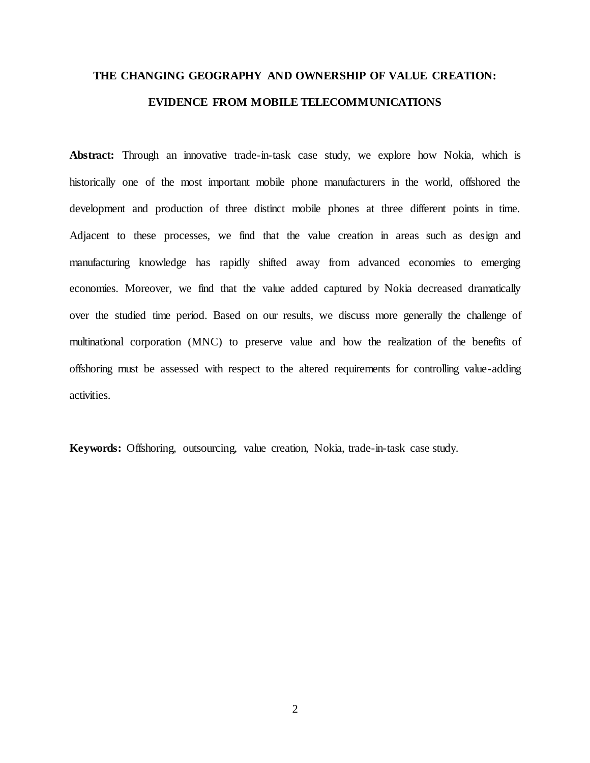# THE CHANGING GEOGRAPHY AND OWNERSHIP OF VALUE CREATION: EVIDENCE FROM MOBILE TELECOMMUNICATIONS

**Abstract:** Through an innovative trade-in-task case study, we explore how Nokia, which is historically one of the most important mobile phone manufacturers in the world, offshored the development and production of three distinct mobile phones at three different points in time. Adjacent to these processes, we find that the value creation in areas such as design and manufacturing knowledge has rapidly shifted away from advanced economies to emerging economies. Moreover, we find that the value added captured by Nokia decreased dramatically over the studied time period. Based on our results, we discuss more generally the challenge of multinational corporation (MNC) to preserve value and how the realization of the benefits of offshoring must be assessed with respect to the altered requirements for controlling value-adding activities.

**Keywords:** Offshoring, outsourcing, value creation, Nokia, trade-in-task case study.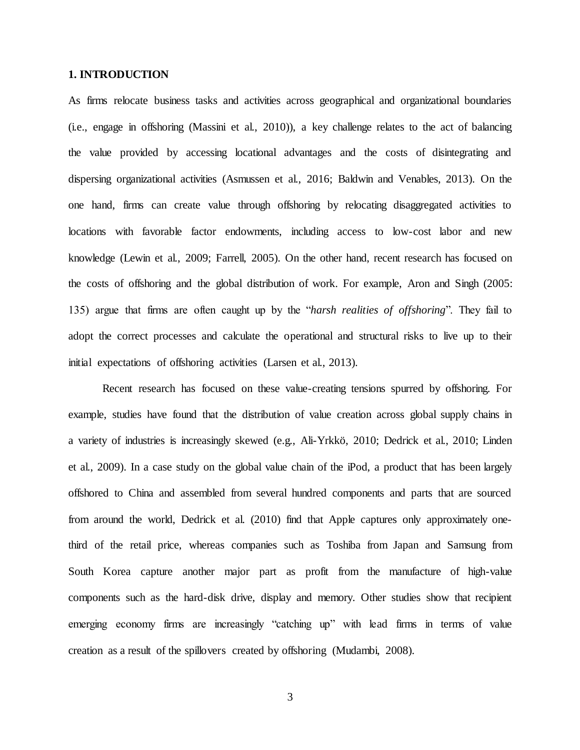## 1. INTRODUCTION

As firms relocate business tasks and activities across geographical and organizational boundaries (i.e., engage in offshoring (Massini et al., 2010)), a key challenge relates to the act of balancing the value provided by accessing locational advantages and the costs of disintegrating and dispersing organizational activities (Asmussen et al., 2016; Baldwin and Venables, 2013). On the one hand, firms can create value through offshoring by relocating disaggregated activities to locations with favorable factor endowments, including access to low-cost labor and new knowledge (Lewin et al., 2009; Farrell, 2005). On the other hand, recent research has focused on the costs of offshoring and the global distribution of work. For example, Aron and Singh (2005: 135) argue that firms are often caught up by the "*harsh realities of offshoring*". They fail to adopt the correct processes and calculate the operational and structural risks to live up to their initial expectations of offshoring activities (Larsen et al., 2013).

Recent research has focused on these value-creating tensions spurred by offshoring. For example, studies have found that the distribution of value creation across global supply chains in a variety of industries is increasingly skewed (e.g., Ali-Yrkkö, 2010; Dedrick et al., 2010; Linden et al., 2009). In a case study on the global value chain of the iPod, a product that has been largely offshored to China and assembled from several hundred components and parts that are sourced from around the world, Dedrick et al. (2010) find that Apple captures only approximately one-third of the retail price, whereas companies such as Toshiba from Japan and Samsung from South Korea capture another major part as profit from the manufacture of high-value components such as the hard-disk drive, display and memory. Other studies show that recipient emerging economy firms are increasingly "catching up" with lead firms in terms of value creation as a result of the spillovers created by offshoring (Mudambi, 2008).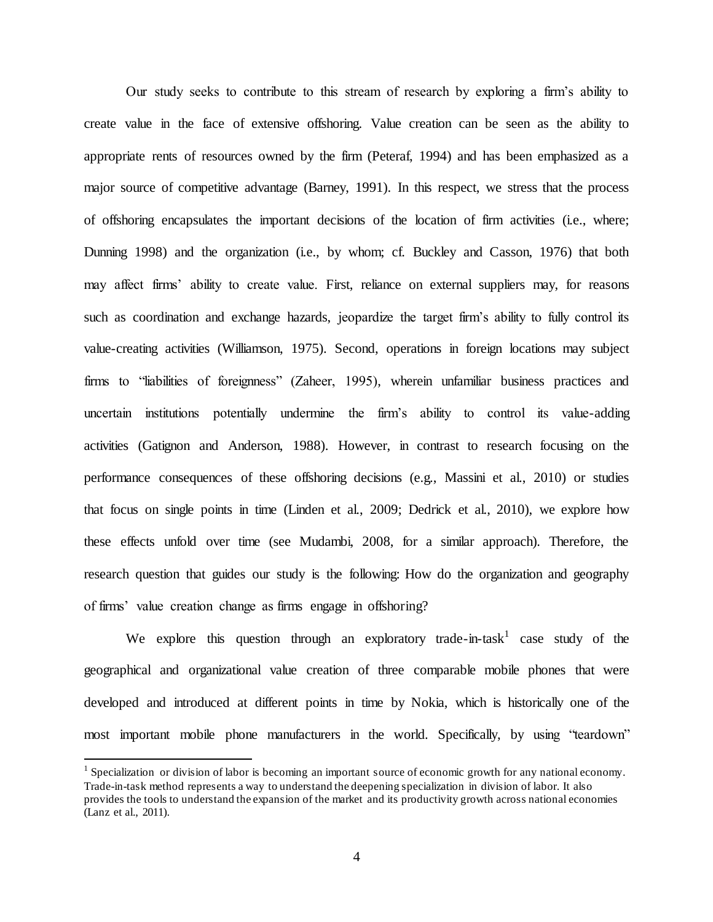Our study seeks to contribute to this stream of research by exploring a firm's ability to create value in the face of extensive offshoring. Value creation can be seen as the ability to appropriate rents of resources owned by the firm (Peteraf, 1994) and has been emphasized as a major source of competitive advantage (Barney, 1991). In this respect, we stress that the process of offshoring encapsulates the important decisions of the location of firm activities (i.e., where; Dunning 1998) and the organization (i.e., by whom; cf. Buckley and Casson, 1976) that both may affect firms' ability to create value. First, reliance on external suppliers may, for reasons such as coordination and exchange hazards, jeopardize the target firm's ability to fully control its value-creating activities (Williamson, 1975). Second, operations in foreign locations may subject firms to "liabilities of foreignness" (Zaheer, 1995), wherein unfamiliar business practices and uncertain institutions potentially undermine the firm's ability to control its value-adding activities (Gatignon and Anderson, 1988). However, in contrast to research focusing on the performance consequences of these offshoring decisions (e.g., Massini et al., 2010) or studies that focus on single points in time (Linden et al., 2009; Dedrick et al., 2010), we explore how these effects unfold over time (see Mudambi, 2008, for a similar approach). Therefore, the research question that guides our study is the following: How do the organization and geography of firms' value creation change as firms engage in offshoring?

We explore this question through an exploratory trade-in-task[1] case study of the geographical and organizational value creation of three comparable mobile phones that were developed and introduced at different points in time by Nokia, which is historically one of the most important mobile phone manufacturers in the world. Specifically, by using "teardown"

[1] Specialization or division of labor is becoming an important source of economic growth for any national economy. Trade-in-task method represents a way to understand the deepening specialization in division of labor. It also provides the tools to understand the expansion of the market and its productivity growth across national economies (Lanz et al., 2011).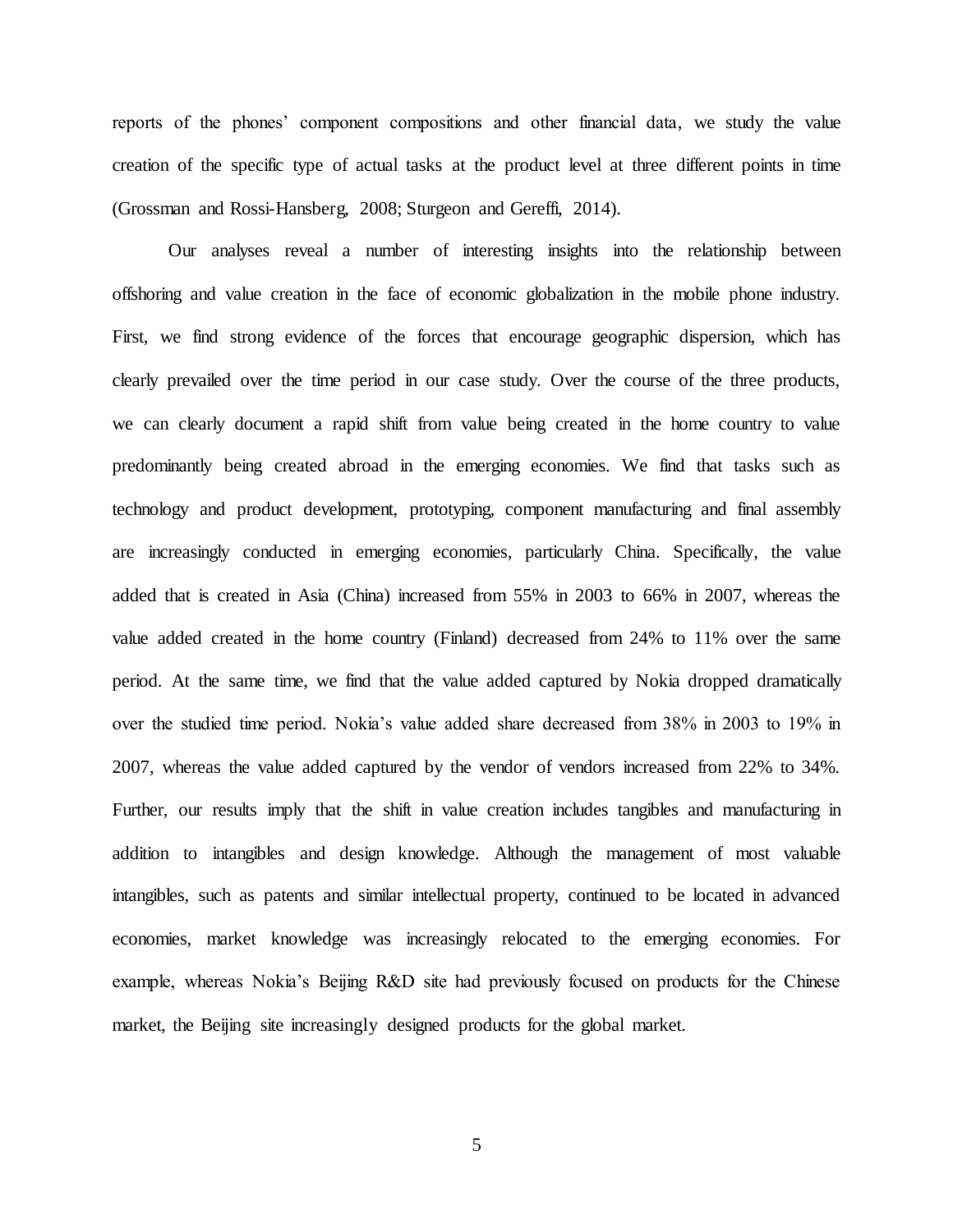reports of the phones' component compositions and other financial data, we study the value creation of the specific type of actual tasks at the product level at three different points in time (Grossman and Rossi-Hansberg, 2008; Sturgeon and Gereffi, 2014).

Our analyses reveal a number of interesting insights into the relationship between offshoring and value creation in the face of economic globalization in the mobile phone industry. First, we find strong evidence of the forces that encourage geographic dispersion, which has clearly prevailed over the time period in our case study. Over the course of the three products, we can clearly document a rapid shift from value being created in the home country to value predominantly being created abroad in the emerging economies. We find that tasks such as technology and product development, prototyping, component manufacturing and final assembly are increasingly conducted in emerging economies, particularly China. Specifically, the value added that is created in Asia (China) increased from 55% in 2003 to 66% in 2007, whereas the value added created in the home country (Finland) decreased from 24% to 11% over the same period. At the same time, we find that the value added captured by Nokia dropped dramatically over the studied time period. Nokia's value added share decreased from 38% in 2003 to 19% in 2007, whereas the value added captured by the vendor of vendors increased from 22% to 34%. Further, our results imply that the shift in value creation includes tangibles and manufacturing in addition to intangibles and design knowledge. Although the management of most valuable intangibles, such as patents and similar intellectual property, continued to be located in advanced economies, market knowledge was increasingly relocated to the emerging economies. For example, whereas Nokia's Beijing R&D site had previously focused on products for the Chinese market, the Beijing site increasingly designed products for the global market.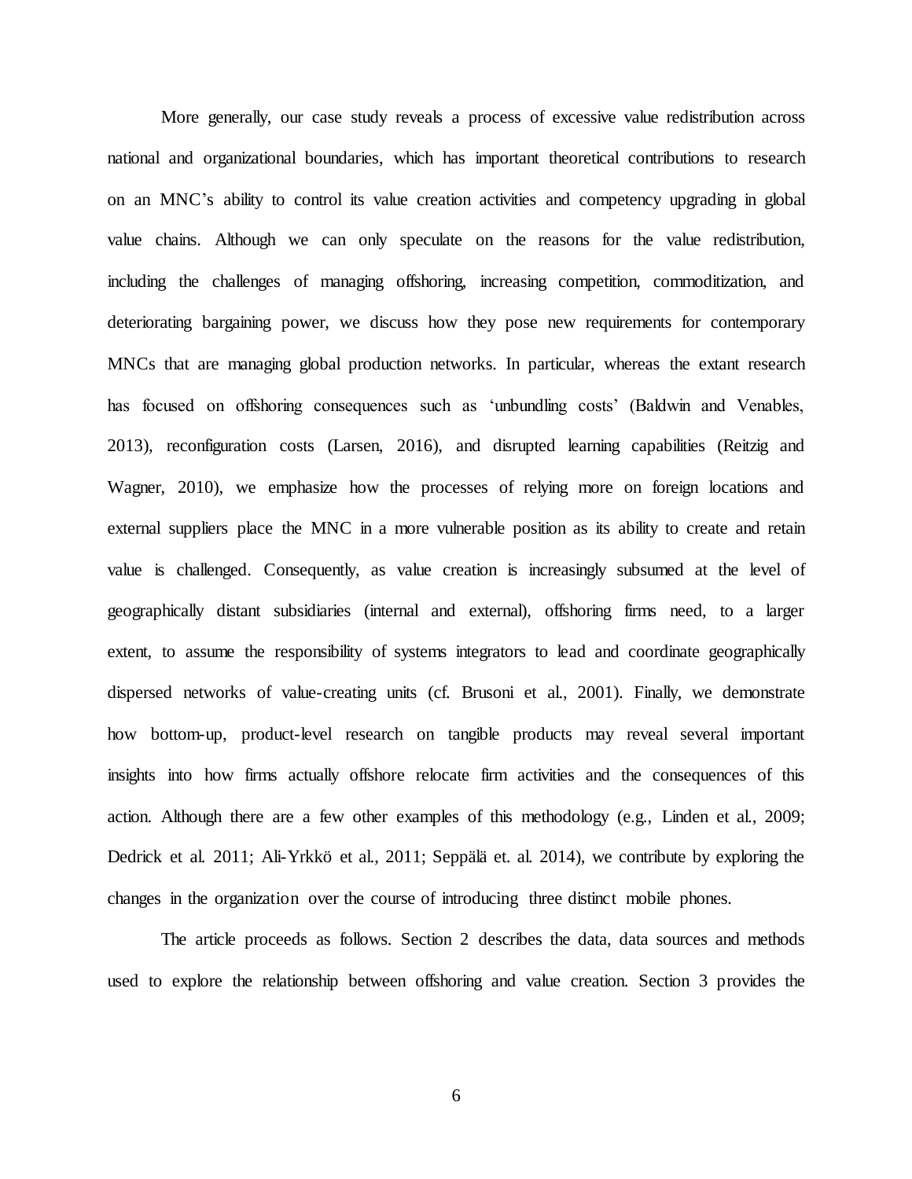More generally, our case study reveals a process of excessive value redistribution across national and organizational boundaries, which has important theoretical contributions to research on an MNC's ability to control its value creation activities and competency upgrading in global value chains. Although we can only speculate on the reasons for the value redistribution, including the challenges of managing offshoring, increasing competition, commoditization, and deteriorating bargaining power, we discuss how they pose new requirements for contemporary MNCs that are managing global production networks. In particular, whereas the extant research has focused on offshoring consequences such as 'unbundling costs' (Baldwin and Venables, 2013), reconfiguration costs (Larsen, 2016), and disrupted learning capabilities (Reitzig and Wagner, 2010), we emphasize how the processes of relying more on foreign locations and external suppliers place the MNC in a more vulnerable position as its ability to create and retain value is challenged. Consequently, as value creation is increasingly subsumed at the level of geographically distant subsidiaries (internal and external), offshoring firms need, to a larger extent, to assume the responsibility of systems integrators to lead and coordinate geographically dispersed networks of value-creating units (cf. Brusoni et al., 2001). Finally, we demonstrate how bottom-up, product-level research on tangible products may reveal several important insights into how firms actually offshore relocate firm activities and the consequences of this action. Although there are a few other examples of this methodology (e.g., Linden et al., 2009; Dedrick et al. 2011; Ali-Yrkkö et al., 2011; Seppälä et. al. 2014), we contribute by exploring the changes in the organization over the course of introducing three distinct mobile phones.

The article proceeds as follows. Section 2 describes the data, data sources and methods used to explore the relationship between offshoring and value creation. Section 3 provides the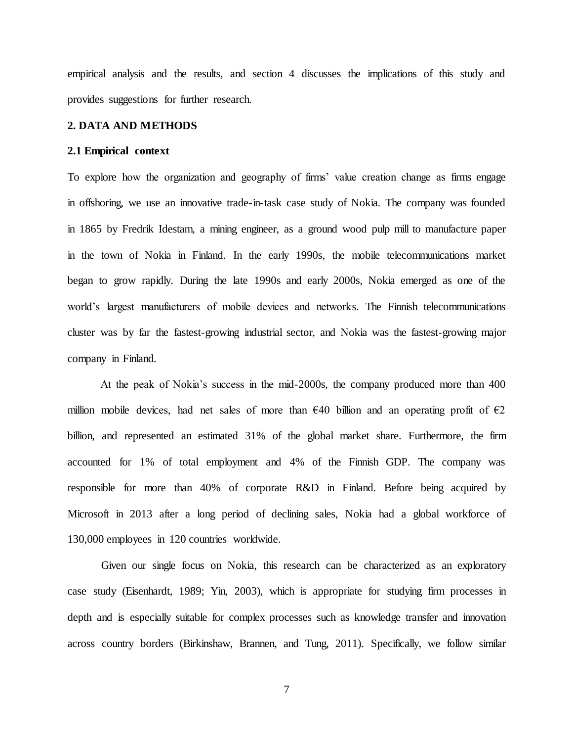empirical analysis and the results, and section 4 discusses the implications of this study and provides suggestions for further research.

## 2. DATA AND METHODS

### 2.1 Empirical context

To explore how the organization and geography of firms' value creation change as firms engage in offshoring, we use an innovative trade-in-task case study of Nokia. The company was founded in 1865 by Fredrik Idestam, a mining engineer, as a ground wood pulp mill to manufacture paper in the town of Nokia in Finland. In the early 1990s, the mobile telecommunications market began to grow rapidly. During the late 1990s and early 2000s, Nokia emerged as one of the world's largest manufacturers of mobile devices and networks. The Finnish telecommunications cluster was by far the fastest-growing industrial sector, and Nokia was the fastest-growing major company in Finland.

At the peak of Nokia's success in the mid-2000s, the company produced more than 400 million mobile devices, had net sales of more than €40 billion and an operating profit of €2 billion, and represented an estimated 31% of the global market share. Furthermore, the firm accounted for 1% of total employment and 4% of the Finnish GDP. The company was responsible for more than 40% of corporate R&D in Finland. Before being acquired by Microsoft in 2013 after a long period of declining sales, Nokia had a global workforce of 130,000 employees in 120 countries worldwide.

Given our single focus on Nokia, this research can be characterized as an exploratory case study (Eisenhardt, 1989; Yin, 2003), which is appropriate for studying firm processes in depth and is especially suitable for complex processes such as knowledge transfer and innovation across country borders (Birkinshaw, Brannen, and Tung, 2011). Specifically, we follow similar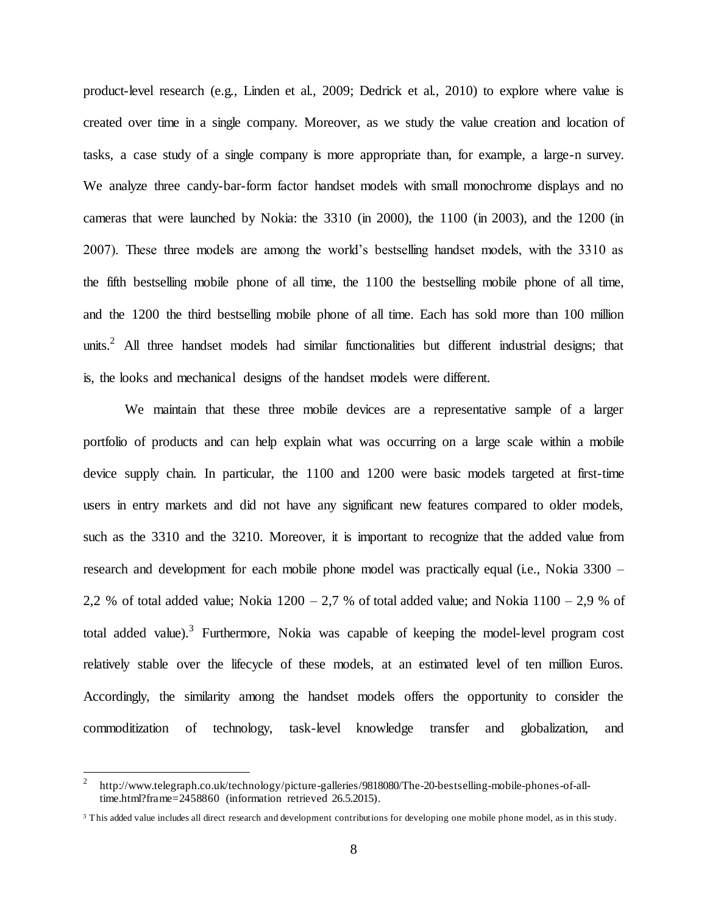product-level research (e.g., Linden et al., 2009; Dedrick et al., 2010) to explore where value is created over time in a single company. Moreover, as we study the value creation and location of tasks, a case study of a single company is more appropriate than, for example, a large-n survey. We analyze three candy-bar-form factor handset models with small monochrome displays and no cameras that were launched by Nokia: the 3310 (in 2000), the 1100 (in 2003), and the 1200 (in 2007). These three models are among the world's bestselling handset models, with the 3310 as the fifth bestselling mobile phone of all time, the 1100 the bestselling mobile phone of all time, and the 1200 the third bestselling mobile phone of all time. Each has sold more than 100 million units.[2] All three handset models had similar functionalities but different industrial designs; that is, the looks and mechanical designs of the handset models were different.

We maintain that these three mobile devices are a representative sample of a larger portfolio of products and can help explain what was occurring on a large scale within a mobile device supply chain. In particular, the 1100 and 1200 were basic models targeted at first-time users in entry markets and did not have any significant new features compared to older models, such as the 3310 and the 3210. Moreover, it is important to recognize that the added value from research and development for each mobile phone model was practically equal (i.e., Nokia 3300 – 2,2 % of total added value; Nokia 1200 – 2,7 % of total added value; and Nokia 1100 – 2,9 % of total added value).[3] Furthermore, Nokia was capable of keeping the model-level program cost relatively stable over the lifecycle of these models, at an estimated level of ten million Euros. Accordingly, the similarity among the handset models offers the opportunity to consider the commoditization of technology, task-level knowledge transfer and globalization, and

---

[2] http://www.telegraph.co.uk/technology/picture-galleries/9818080/The-20-bestselling-mobile-phones-of-all-time.html?frame=2458860 (information retrieved 26.5.2015).

[3] This added value includes all direct research and development contributions for developing one mobile phone model, as in this study.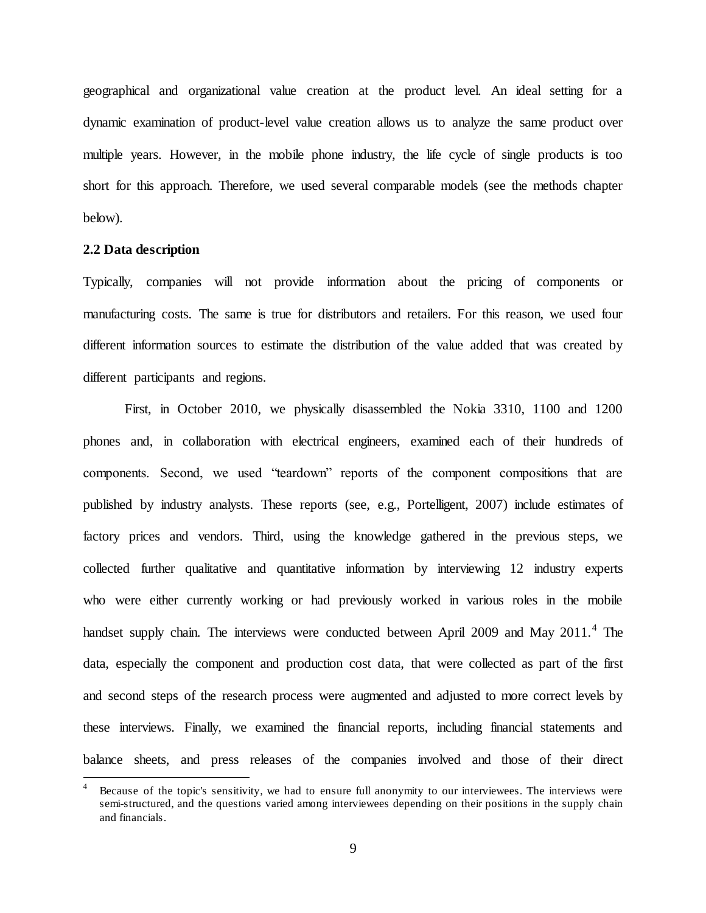geographical and organizational value creation at the product level. An ideal setting for a dynamic examination of product-level value creation allows us to analyze the same product over multiple years. However, in the mobile phone industry, the life cycle of single products is too short for this approach. Therefore, we used several comparable models (see the methods chapter below).

### 2.2 Data description

Typically, companies will not provide information about the pricing of components or manufacturing costs. The same is true for distributors and retailers. For this reason, we used four different information sources to estimate the distribution of the value added that was created by different participants and regions.

First, in October 2010, we physically disassembled the Nokia 3310, 1100 and 1200 phones and, in collaboration with electrical engineers, examined each of their hundreds of components. Second, we used "teardown" reports of the component compositions that are published by industry analysts. These reports (see, e.g., Portelligent, 2007) include estimates of factory prices and vendors. Third, using the knowledge gathered in the previous steps, we collected further qualitative and quantitative information by interviewing 12 industry experts who were either currently working or had previously worked in various roles in the mobile handset supply chain. The interviews were conducted between April 2009 and May 2011.[4] The data, especially the component and production cost data, that were collected as part of the first and second steps of the research process were augmented and adjusted to more correct levels by these interviews. Finally, we examined the financial reports, including financial statements and balance sheets, and press releases of the companies involved and those of their direct

[4] Because of the topic's sensitivity, we had to ensure full anonymity to our interviewees. The interviews were semi-structured, and the questions varied among interviewees depending on their positions in the supply chain and financials.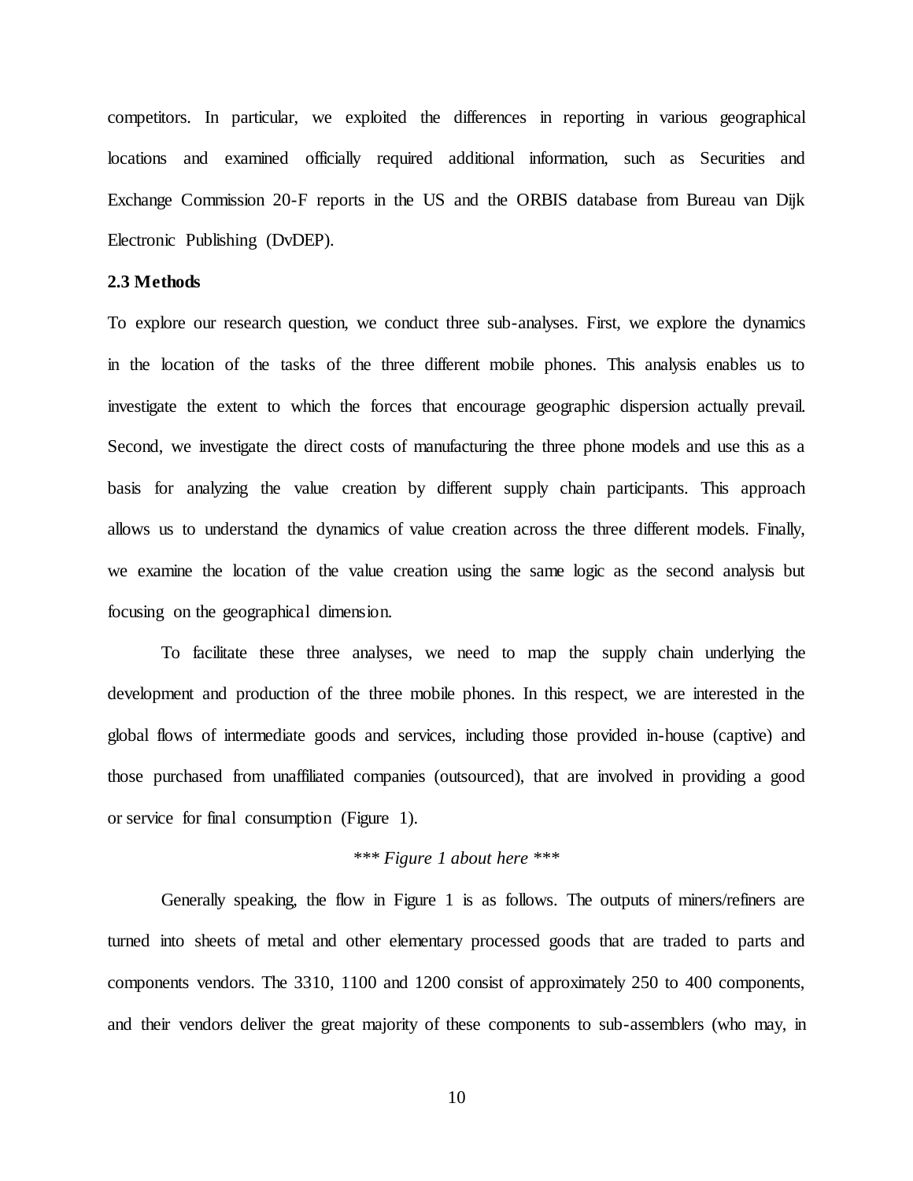competitors. In particular, we exploited the differences in reporting in various geographical locations and examined officially required additional information, such as Securities and Exchange Commission 20-F reports in the US and the ORBIS database from Bureau van Dijk Electronic Publishing (DvDEP).

### 2.3 Methods

To explore our research question, we conduct three sub-analyses. First, we explore the dynamics in the location of the tasks of the three different mobile phones. This analysis enables us to investigate the extent to which the forces that encourage geographic dispersion actually prevail. Second, we investigate the direct costs of manufacturing the three phone models and use this as a basis for analyzing the value creation by different supply chain participants. This approach allows us to understand the dynamics of value creation across the three different models. Finally, we examine the location of the value creation using the same logic as the second analysis but focusing on the geographical dimension.

To facilitate these three analyses, we need to map the supply chain underlying the development and production of the three mobile phones. In this respect, we are interested in the global flows of intermediate goods and services, including those provided in-house (captive) and those purchased from unaffiliated companies (outsourced), that are involved in providing a good or service for final consumption (Figure 1).

*\*\*\* Figure 1 about here \*\*\**

Generally speaking, the flow in Figure 1 is as follows. The outputs of miners/refiners are turned into sheets of metal and other elementary processed goods that are traded to parts and components vendors. The 3310, 1100 and 1200 consist of approximately 250 to 400 components, and their vendors deliver the great majority of these components to sub-assemblers (who may, in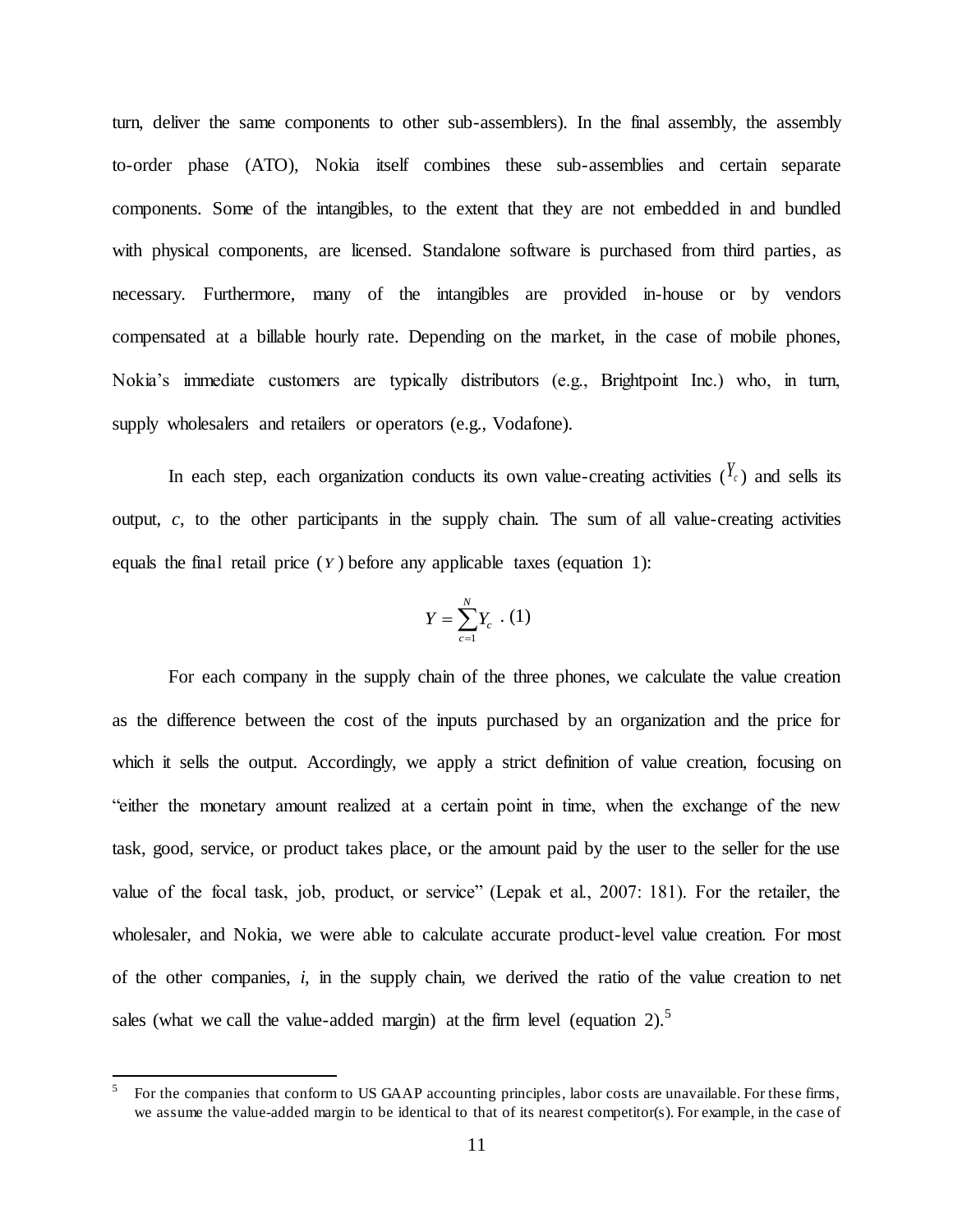turn, deliver the same components to other sub-assemblers). In the final assembly, the assembly to-order phase (ATO), Nokia itself combines these sub-assemblies and certain separate components. Some of the intangibles, to the extent that they are not embedded in and bundled with physical components, are licensed. Standalone software is purchased from third parties, as necessary. Furthermore, many of the intangibles are provided in-house or by vendors compensated at a billable hourly rate. Depending on the market, in the case of mobile phones, Nokia's immediate customers are typically distributors (e.g., Brightpoint Inc.) who, in turn, supply wholesalers and retailers or operators (e.g., Vodafone).

In each step, each organization conducts its own value-creating activities ($Y_c$) and sells its output, *c*, to the other participants in the supply chain. The sum of all value-creating activities equals the final retail price ($Y$) before any applicable taxes (equation 1):

$$Y = \sum_{c=1}^{N} Y_c \text{ . (1)}$$

For each company in the supply chain of the three phones, we calculate the value creation as the difference between the cost of the inputs purchased by an organization and the price for which it sells the output. Accordingly, we apply a strict definition of value creation, focusing on "either the monetary amount realized at a certain point in time, when the exchange of the new task, good, service, or product takes place, or the amount paid by the user to the seller for the use value of the focal task, job, product, or service" (Lepak et al., 2007: 181). For the retailer, the wholesaler, and Nokia, we were able to calculate accurate product-level value creation. For most of the other companies, *i*, in the supply chain, we derived the ratio of the value creation to net sales (what we call the value-added margin) at the firm level (equation 2).[5]

[5] For the companies that conform to US GAAP accounting principles, labor costs are unavailable. For these firms, we assume the value-added margin to be identical to that of its nearest competitor(s). For example, in the case of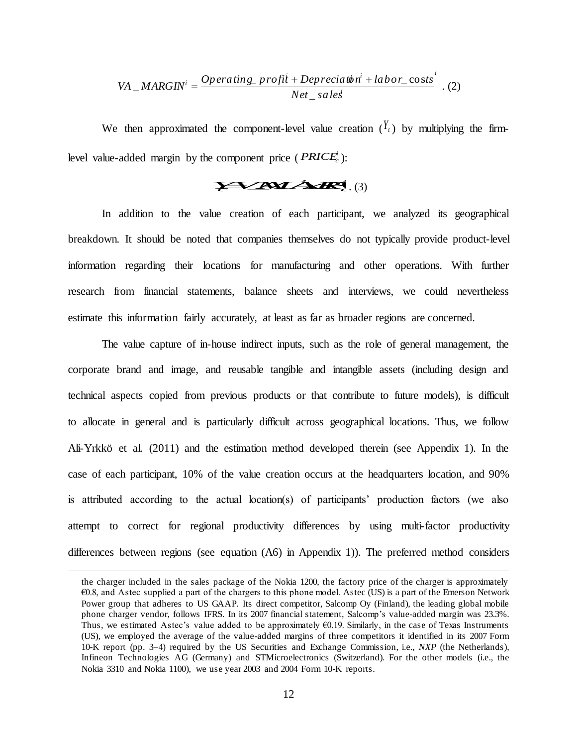$$VA\_MARGIN^i = \frac{Operating\_profit^i + Depreciation^i + labor\_costs^i}{Net\_sales^i} \quad (2)$$

We then approximated the component-level value creation ($Y_c$) by multiplying the firm-level value-added margin by the component price ($PRICE_c^i$):

$$Y_c^i = VA\_MARGIN^i \times PRICE_c^i \quad (3)$$

In addition to the value creation of each participant, we analyzed its geographical breakdown. It should be noted that companies themselves do not typically provide product-level information regarding their locations for manufacturing and other operations. With further research from financial statements, balance sheets and interviews, we could nevertheless estimate this information fairly accurately, at least as far as broader regions are concerned.

The value capture of in-house indirect inputs, such as the role of general management, the corporate brand and image, and reusable tangible and intangible assets (including design and technical aspects copied from previous products or that contribute to future models), is difficult to allocate in general and is particularly difficult across geographical locations. Thus, we follow Ali-Yrkkö et al. (2011) and the estimation method developed therein (see Appendix 1). In the case of each participant, 10% of the value creation occurs at the headquarters location, and 90% is attributed according to the actual location(s) of participants' production factors (we also attempt to correct for regional productivity differences by using multi-factor productivity differences between regions (see equation (A6) in Appendix 1)). The preferred method considers

---

the charger included in the sales package of the Nokia 1200, the factory price of the charger is approximately €0.8, and Astec supplied a part of the chargers to this phone model. Astec (US) is a part of the Emerson Network Power group that adheres to US GAAP. Its direct competitor, Salcomp Oy (Finland), the leading global mobile phone charger vendor, follows IFRS. In its 2007 financial statement, Salcomp's value-added margin was 23.3%. Thus, we estimated Astec's value added to be approximately €0.19. Similarly, in the case of Texas Instruments (US), we employed the average of the value-added margins of three competitors it identified in its 2007 Form 10-K report (pp. 3–4) required by the US Securities and Exchange Commission, i.e., *NXP* (the Netherlands), Infineon Technologies AG (Germany) and STMicroelectronics (Switzerland). For the other models (i.e., the Nokia 3310 and Nokia 1100), we use year 2003 and 2004 Form 10-K reports.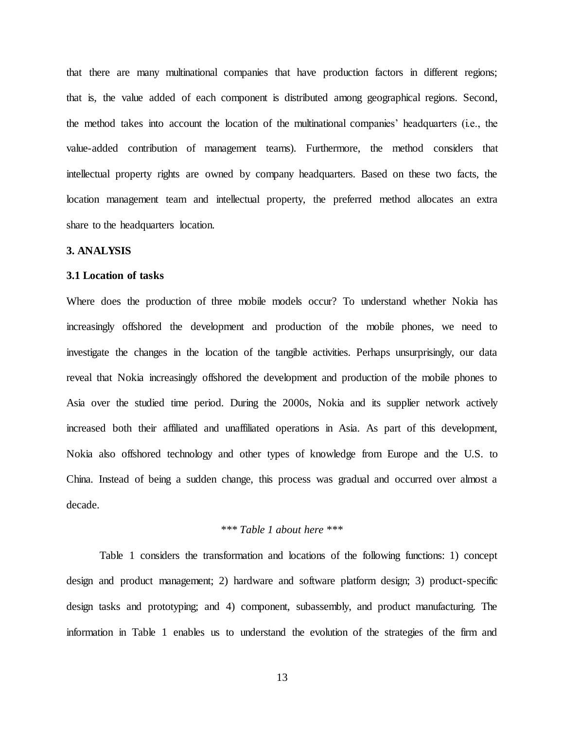that there are many multinational companies that have production factors in different regions; that is, the value added of each component is distributed among geographical regions. Second, the method takes into account the location of the multinational companies' headquarters (i.e., the value-added contribution of management teams). Furthermore, the method considers that intellectual property rights are owned by company headquarters. Based on these two facts, the location management team and intellectual property, the preferred method allocates an extra share to the headquarters location.

## 3. ANALYSIS

### 3.1 Location of tasks

Where does the production of three mobile models occur? To understand whether Nokia has increasingly offshored the development and production of the mobile phones, we need to investigate the changes in the location of the tangible activities. Perhaps unsurprisingly, our data reveal that Nokia increasingly offshored the development and production of the mobile phones to Asia over the studied time period. During the 2000s, Nokia and its supplier network actively increased both their affiliated and unaffiliated operations in Asia. As part of this development, Nokia also offshored technology and other types of knowledge from Europe and the U.S. to China. Instead of being a sudden change, this process was gradual and occurred over almost a decade.

*\*\*\* Table 1 about here \*\*\**

Table 1 considers the transformation and locations of the following functions: 1) concept design and product management; 2) hardware and software platform design; 3) product-specific design tasks and prototyping; and 4) component, subassembly, and product manufacturing. The information in Table 1 enables us to understand the evolution of the strategies of the firm and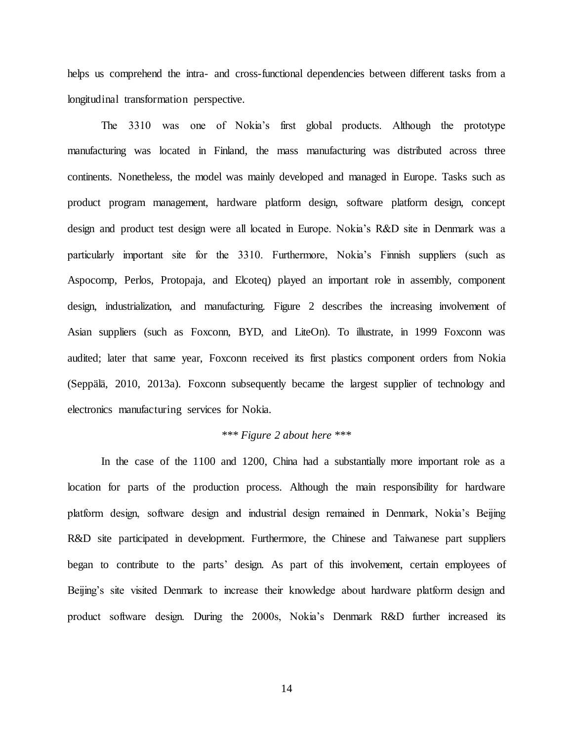helps us comprehend the intra- and cross-functional dependencies between different tasks from a longitudinal transformation perspective.

The 3310 was one of Nokia's first global products. Although the prototype manufacturing was located in Finland, the mass manufacturing was distributed across three continents. Nonetheless, the model was mainly developed and managed in Europe. Tasks such as product program management, hardware platform design, software platform design, concept design and product test design were all located in Europe. Nokia's R&D site in Denmark was a particularly important site for the 3310. Furthermore, Nokia's Finnish suppliers (such as Aspocomp, Perlos, Protopaja, and Elcoteq) played an important role in assembly, component design, industrialization, and manufacturing. Figure 2 describes the increasing involvement of Asian suppliers (such as Foxconn, BYD, and LiteOn). To illustrate, in 1999 Foxconn was audited; later that same year, Foxconn received its first plastics component orders from Nokia (Seppälä, 2010, 2013a). Foxconn subsequently became the largest supplier of technology and electronics manufacturing services for Nokia.

*\*\*\* Figure 2 about here \*\*\**

In the case of the 1100 and 1200, China had a substantially more important role as a location for parts of the production process. Although the main responsibility for hardware platform design, software design and industrial design remained in Denmark, Nokia's Beijing R&D site participated in development. Furthermore, the Chinese and Taiwanese part suppliers began to contribute to the parts' design. As part of this involvement, certain employees of Beijing's site visited Denmark to increase their knowledge about hardware platform design and product software design. During the 2000s, Nokia's Denmark R&D further increased its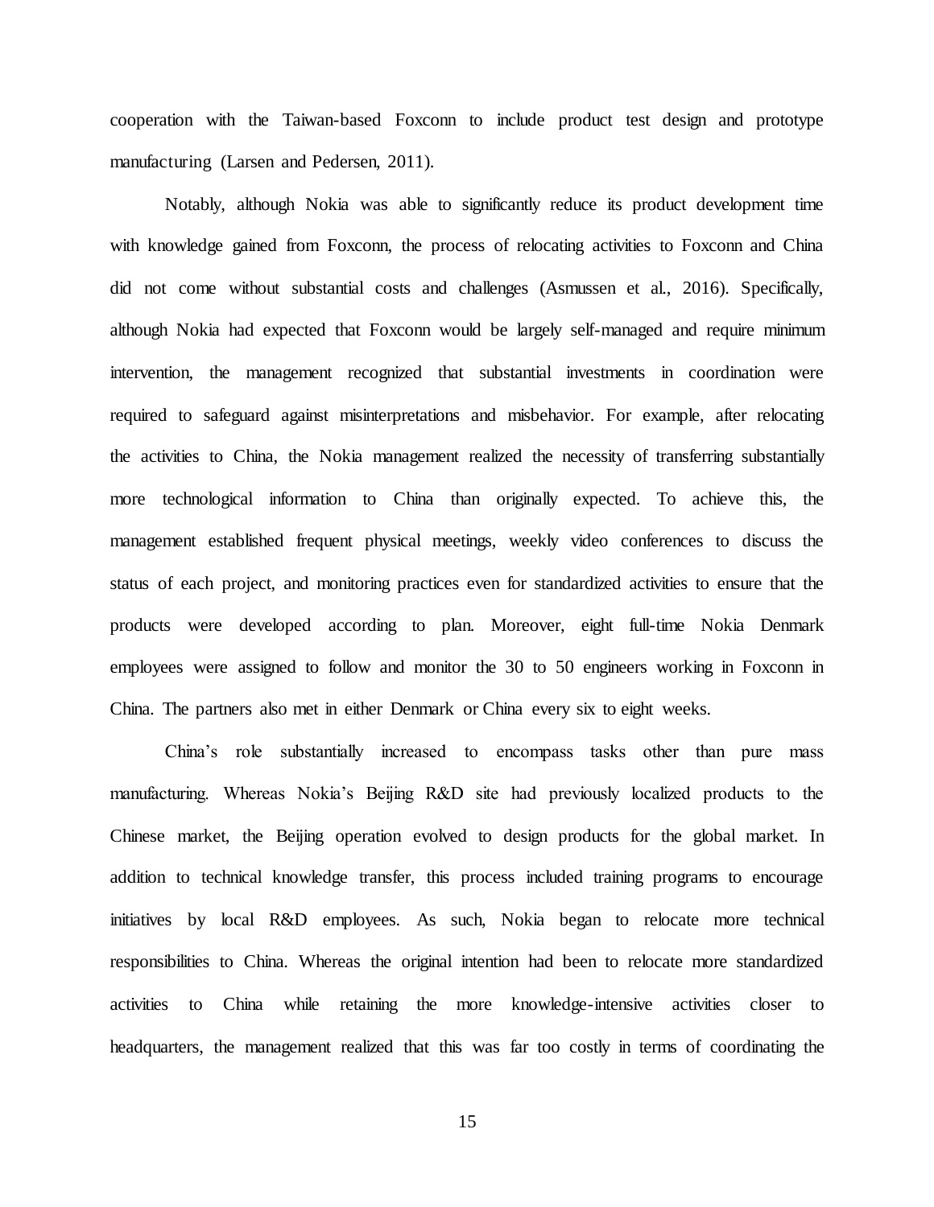cooperation with the Taiwan-based Foxconn to include product test design and prototype manufacturing (Larsen and Pedersen, 2011).

Notably, although Nokia was able to significantly reduce its product development time with knowledge gained from Foxconn, the process of relocating activities to Foxconn and China did not come without substantial costs and challenges (Asmussen et al., 2016). Specifically, although Nokia had expected that Foxconn would be largely self-managed and require minimum intervention, the management recognized that substantial investments in coordination were required to safeguard against misinterpretations and misbehavior. For example, after relocating the activities to China, the Nokia management realized the necessity of transferring substantially more technological information to China than originally expected. To achieve this, the management established frequent physical meetings, weekly video conferences to discuss the status of each project, and monitoring practices even for standardized activities to ensure that the products were developed according to plan. Moreover, eight full-time Nokia Denmark employees were assigned to follow and monitor the 30 to 50 engineers working in Foxconn in China. The partners also met in either Denmark or China every six to eight weeks.

China's role substantially increased to encompass tasks other than pure mass manufacturing. Whereas Nokia's Beijing R&D site had previously localized products to the Chinese market, the Beijing operation evolved to design products for the global market. In addition to technical knowledge transfer, this process included training programs to encourage initiatives by local R&D employees. As such, Nokia began to relocate more technical responsibilities to China. Whereas the original intention had been to relocate more standardized activities to China while retaining the more knowledge-intensive activities closer to headquarters, the management realized that this was far too costly in terms of coordinating the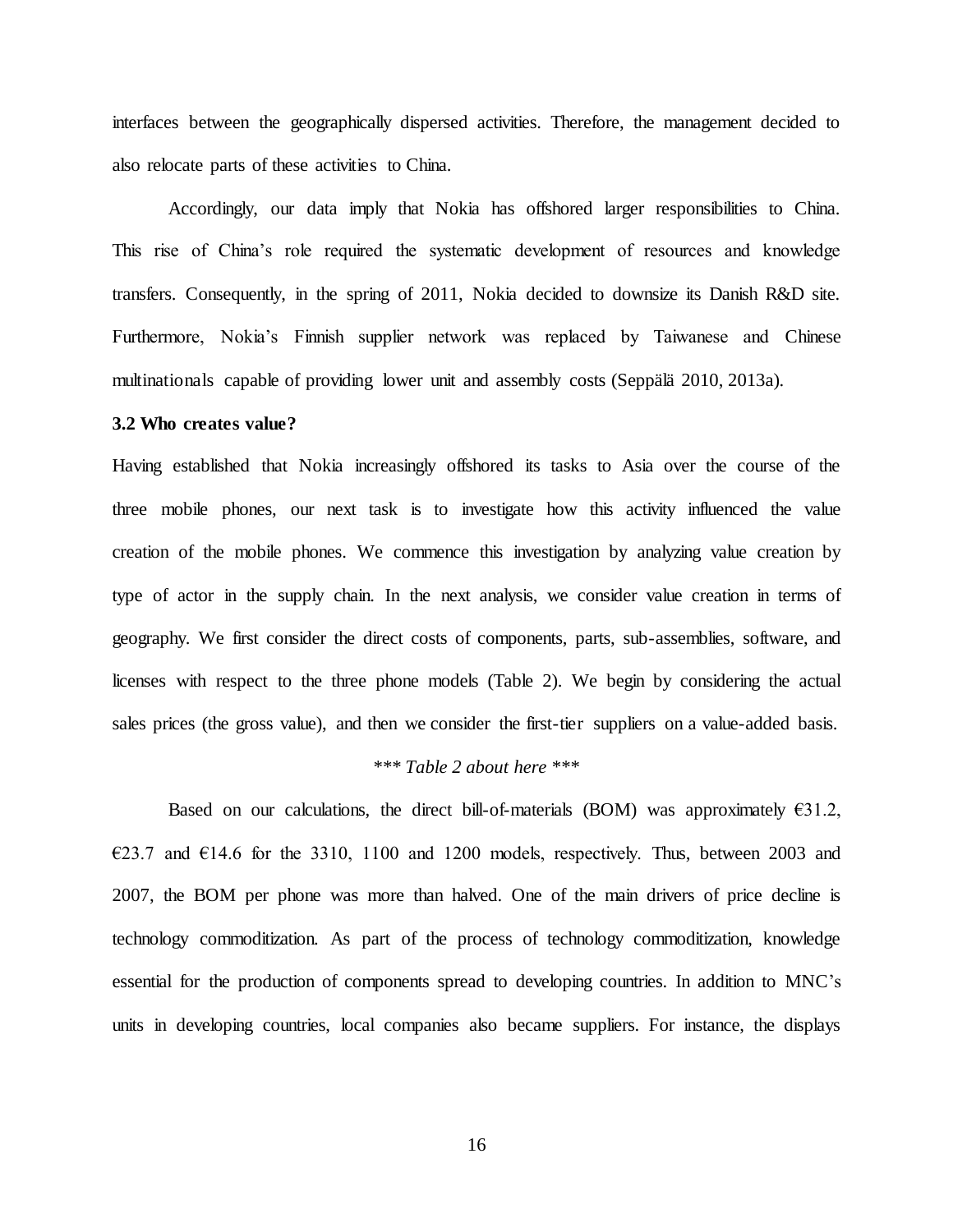interfaces between the geographically dispersed activities. Therefore, the management decided to also relocate parts of these activities to China.

Accordingly, our data imply that Nokia has offshored larger responsibilities to China. This rise of China's role required the systematic development of resources and knowledge transfers. Consequently, in the spring of 2011, Nokia decided to downsize its Danish R&D site. Furthermore, Nokia's Finnish supplier network was replaced by Taiwanese and Chinese multinationals capable of providing lower unit and assembly costs (Seppälä 2010, 2013a).

### 3.2 Who creates value?

Having established that Nokia increasingly offshored its tasks to Asia over the course of the three mobile phones, our next task is to investigate how this activity influenced the value creation of the mobile phones. We commence this investigation by analyzing value creation by type of actor in the supply chain. In the next analysis, we consider value creation in terms of geography. We first consider the direct costs of components, parts, sub-assemblies, software, and licenses with respect to the three phone models (Table 2). We begin by considering the actual sales prices (the gross value), and then we consider the first-tier suppliers on a value-added basis.

*\*\*\* Table 2 about here \*\*\**

Based on our calculations, the direct bill-of-materials (BOM) was approximately €31.2, €23.7 and €14.6 for the 3310, 1100 and 1200 models, respectively. Thus, between 2003 and 2007, the BOM per phone was more than halved. One of the main drivers of price decline is technology commoditization. As part of the process of technology commoditization, knowledge essential for the production of components spread to developing countries. In addition to MNC's units in developing countries, local companies also became suppliers. For instance, the displays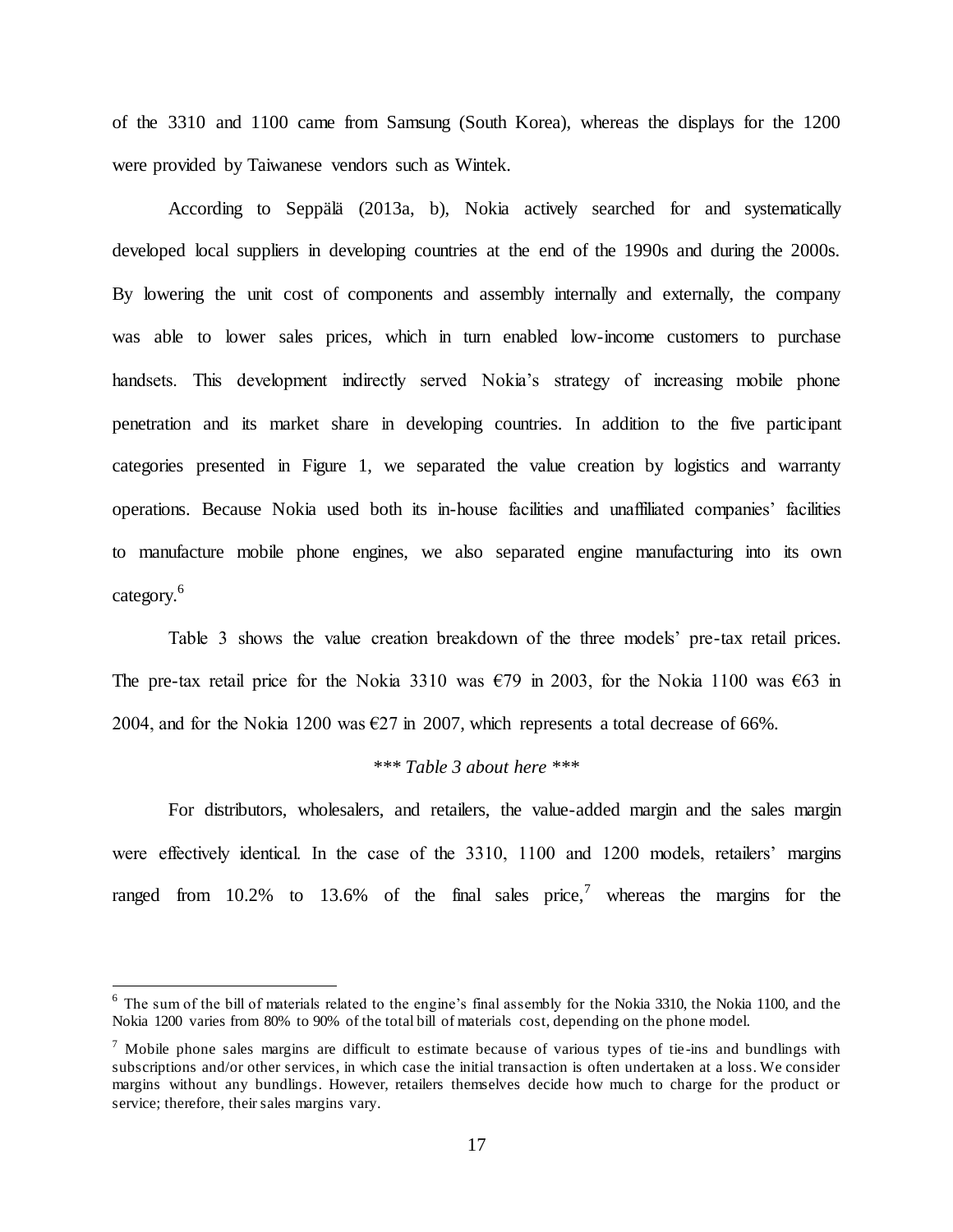of the 3310 and 1100 came from Samsung (South Korea), whereas the displays for the 1200 were provided by Taiwanese vendors such as Wintek.

According to Seppälä (2013a, b), Nokia actively searched for and systematically developed local suppliers in developing countries at the end of the 1990s and during the 2000s. By lowering the unit cost of components and assembly internally and externally, the company was able to lower sales prices, which in turn enabled low-income customers to purchase handsets. This development indirectly served Nokia's strategy of increasing mobile phone penetration and its market share in developing countries. In addition to the five participant categories presented in Figure 1, we separated the value creation by logistics and warranty operations. Because Nokia used both its in-house facilities and unaffiliated companies' facilities to manufacture mobile phone engines, we also separated engine manufacturing into its own category.[6]

Table 3 shows the value creation breakdown of the three models' pre-tax retail prices. The pre-tax retail price for the Nokia 3310 was €79 in 2003, for the Nokia 1100 was €63 in 2004, and for the Nokia 1200 was €27 in 2007, which represents a total decrease of 66%.

*\*\*\* Table 3 about here \*\*\**

For distributors, wholesalers, and retailers, the value-added margin and the sales margin were effectively identical. In the case of the 3310, 1100 and 1200 models, retailers' margins ranged from 10.2% to 13.6% of the final sales price,[7] whereas the margins for the

[6] The sum of the bill of materials related to the engine's final assembly for the Nokia 3310, the Nokia 1100, and the Nokia 1200 varies from 80% to 90% of the total bill of materials cost, depending on the phone model.

[7] Mobile phone sales margins are difficult to estimate because of various types of tie-ins and bundlings with subscriptions and/or other services, in which case the initial transaction is often undertaken at a loss. We consider margins without any bundlings. However, retailers themselves decide how much to charge for the product or service; therefore, their sales margins vary.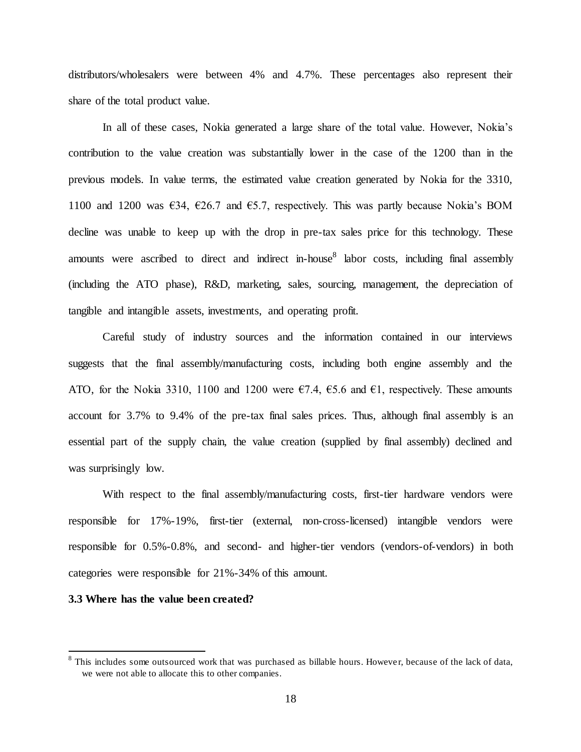distributors/wholesalers were between 4% and 4.7%. These percentages also represent their share of the total product value.

In all of these cases, Nokia generated a large share of the total value. However, Nokia's contribution to the value creation was substantially lower in the case of the 1200 than in the previous models. In value terms, the estimated value creation generated by Nokia for the 3310, 1100 and 1200 was €34, €26.7 and €5.7, respectively. This was partly because Nokia's BOM decline was unable to keep up with the drop in pre-tax sales price for this technology. These amounts were ascribed to direct and indirect in-house[8] labor costs, including final assembly (including the ATO phase), R&D, marketing, sales, sourcing, management, the depreciation of tangible and intangible assets, investments, and operating profit.

Careful study of industry sources and the information contained in our interviews suggests that the final assembly/manufacturing costs, including both engine assembly and the ATO, for the Nokia 3310, 1100 and 1200 were €7.4, €5.6 and €1, respectively. These amounts account for 3.7% to 9.4% of the pre-tax final sales prices. Thus, although final assembly is an essential part of the supply chain, the value creation (supplied by final assembly) declined and was surprisingly low.

With respect to the final assembly/manufacturing costs, first-tier hardware vendors were responsible for 17%-19%, first-tier (external, non-cross-licensed) intangible vendors were responsible for 0.5%-0.8%, and second- and higher-tier vendors (vendors-of-vendors) in both categories were responsible for 21%-34% of this amount.

### 3.3 Where has the value been created?

[8] This includes some outsourced work that was purchased as billable hours. However, because of the lack of data, we were not able to allocate this to other companies.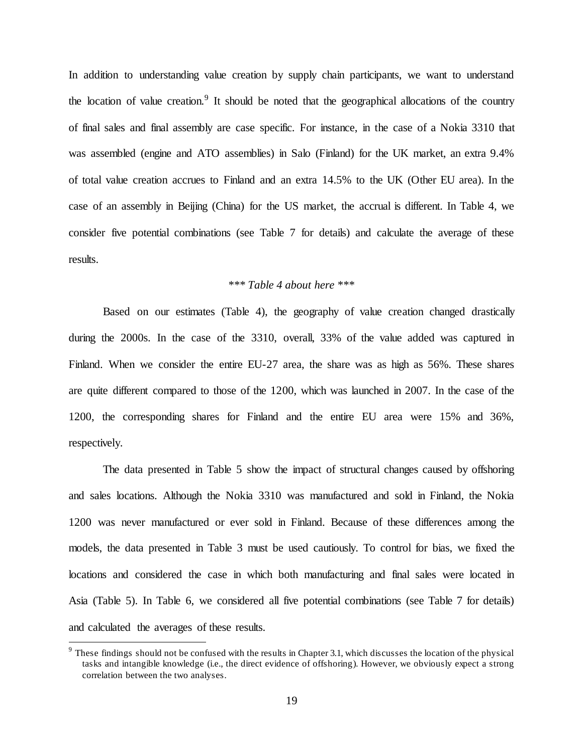In addition to understanding value creation by supply chain participants, we want to understand the location of value creation.[9] It should be noted that the geographical allocations of the country of final sales and final assembly are case specific. For instance, in the case of a Nokia 3310 that was assembled (engine and ATO assemblies) in Salo (Finland) for the UK market, an extra 9.4% of total value creation accrues to Finland and an extra 14.5% to the UK (Other EU area). In the case of an assembly in Beijing (China) for the US market, the accrual is different. In Table 4, we consider five potential combinations (see Table 7 for details) and calculate the average of these results.

*\*\*\* Table 4 about here \*\*\**

Based on our estimates (Table 4), the geography of value creation changed drastically during the 2000s. In the case of the 3310, overall, 33% of the value added was captured in Finland. When we consider the entire EU-27 area, the share was as high as 56%. These shares are quite different compared to those of the 1200, which was launched in 2007. In the case of the 1200, the corresponding shares for Finland and the entire EU area were 15% and 36%, respectively.

The data presented in Table 5 show the impact of structural changes caused by offshoring and sales locations. Although the Nokia 3310 was manufactured and sold in Finland, the Nokia 1200 was never manufactured or ever sold in Finland. Because of these differences among the models, the data presented in Table 3 must be used cautiously. To control for bias, we fixed the locations and considered the case in which both manufacturing and final sales were located in Asia (Table 5). In Table 6, we considered all five potential combinations (see Table 7 for details) and calculated the averages of these results.

[9] These findings should not be confused with the results in Chapter 3.1, which discusses the location of the physical tasks and intangible knowledge (i.e., the direct evidence of offshoring). However, we obviously expect a strong correlation between the two analyses.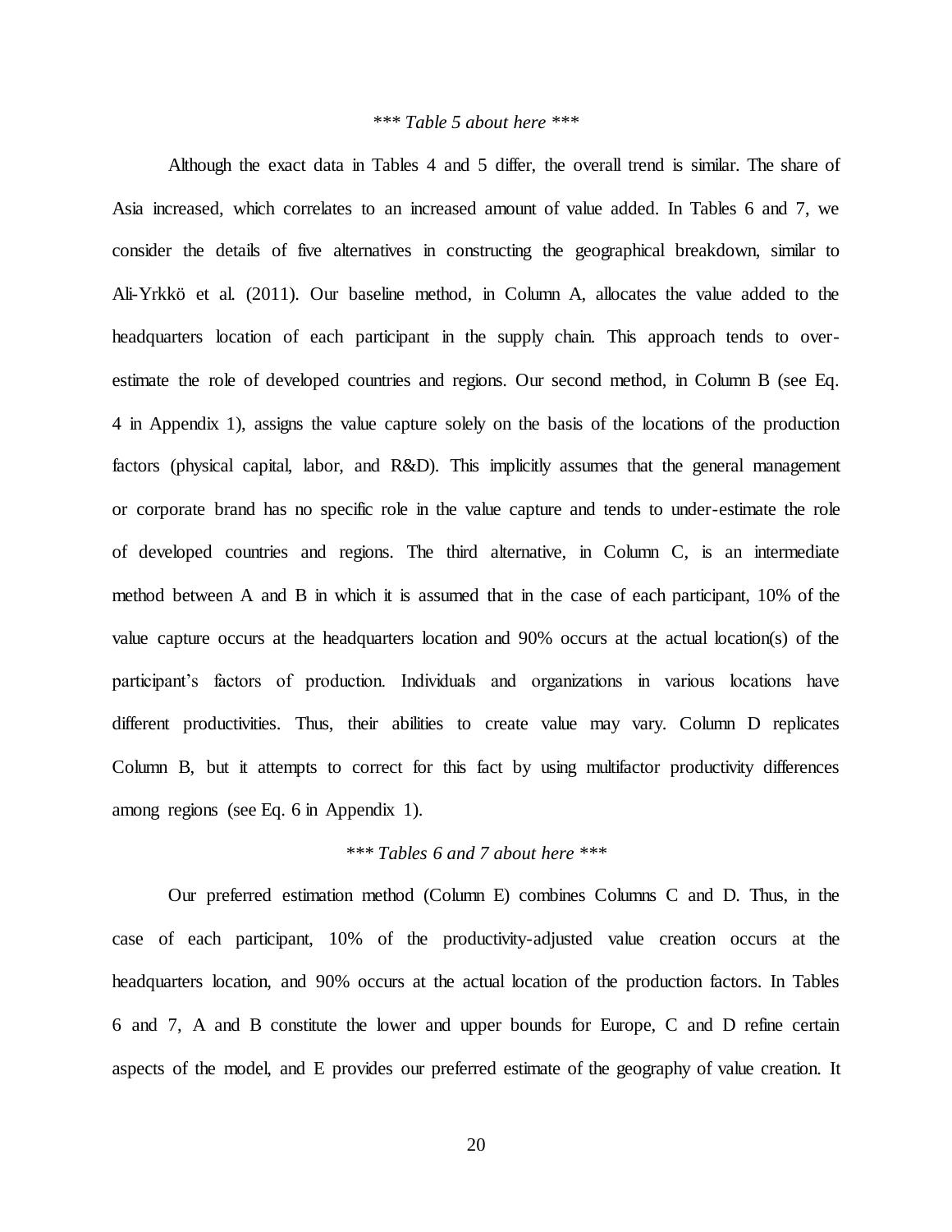*\*\*\* Table 5 about here \*\*\**

Although the exact data in Tables 4 and 5 differ, the overall trend is similar. The share of Asia increased, which correlates to an increased amount of value added. In Tables 6 and 7, we consider the details of five alternatives in constructing the geographical breakdown, similar to Ali-Yrkkö et al. (2011). Our baseline method, in Column A, allocates the value added to the headquarters location of each participant in the supply chain. This approach tends to over-estimate the role of developed countries and regions. Our second method, in Column B (see Eq. 4 in Appendix 1), assigns the value capture solely on the basis of the locations of the production factors (physical capital, labor, and R&D). This implicitly assumes that the general management or corporate brand has no specific role in the value capture and tends to under-estimate the role of developed countries and regions. The third alternative, in Column C, is an intermediate method between A and B in which it is assumed that in the case of each participant, 10% of the value capture occurs at the headquarters location and 90% occurs at the actual location(s) of the participant's factors of production. Individuals and organizations in various locations have different productivities. Thus, their abilities to create value may vary. Column D replicates Column B, but it attempts to correct for this fact by using multifactor productivity differences among regions (see Eq. 6 in Appendix 1).

*\*\*\* Tables 6 and 7 about here \*\*\**

Our preferred estimation method (Column E) combines Columns C and D. Thus, in the case of each participant, 10% of the productivity-adjusted value creation occurs at the headquarters location, and 90% occurs at the actual location of the production factors. In Tables 6 and 7, A and B constitute the lower and upper bounds for Europe, C and D refine certain aspects of the model, and E provides our preferred estimate of the geography of value creation. It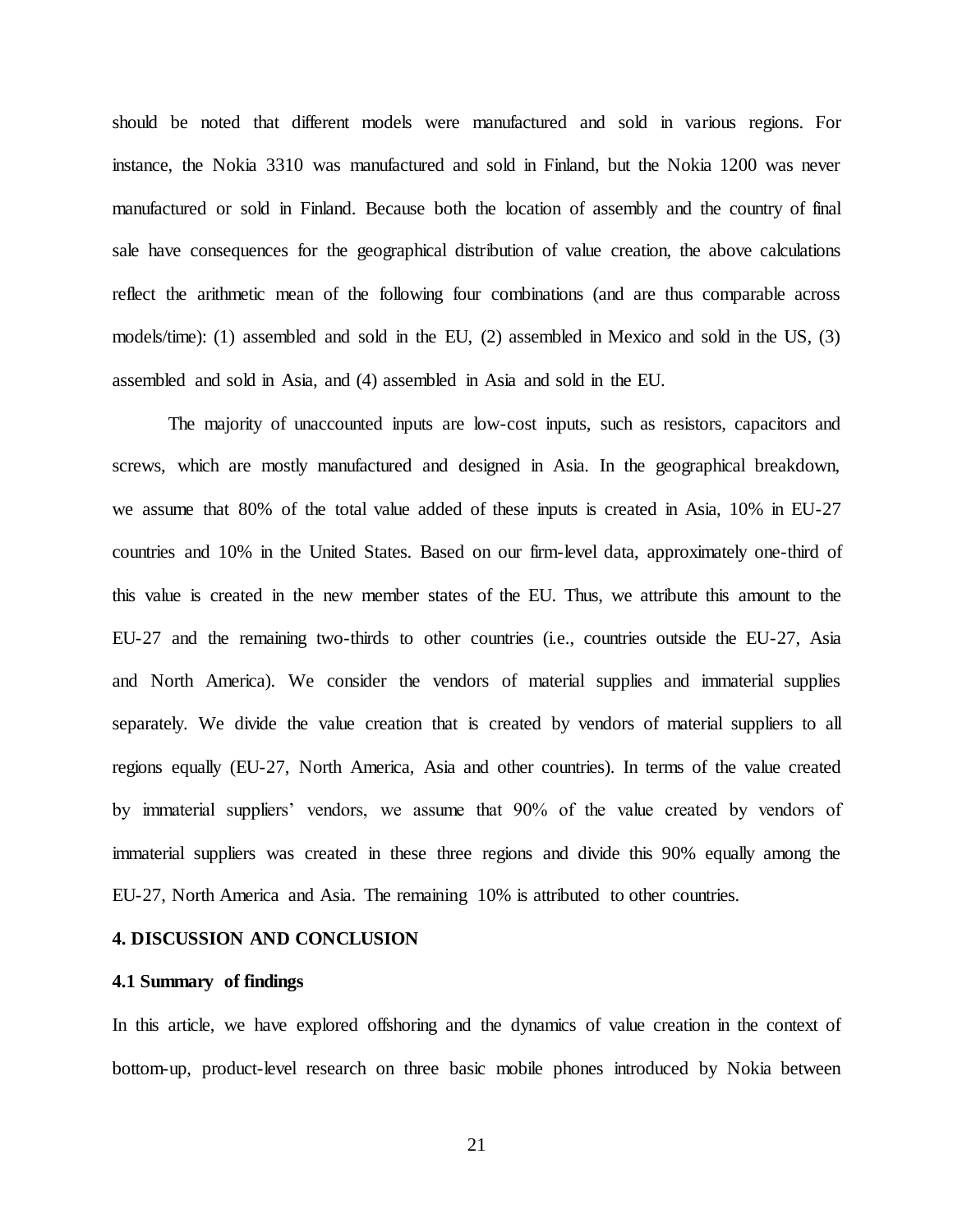should be noted that different models were manufactured and sold in various regions. For instance, the Nokia 3310 was manufactured and sold in Finland, but the Nokia 1200 was never manufactured or sold in Finland. Because both the location of assembly and the country of final sale have consequences for the geographical distribution of value creation, the above calculations reflect the arithmetic mean of the following four combinations (and are thus comparable across models/time): (1) assembled and sold in the EU, (2) assembled in Mexico and sold in the US, (3) assembled and sold in Asia, and (4) assembled in Asia and sold in the EU.

The majority of unaccounted inputs are low-cost inputs, such as resistors, capacitors and screws, which are mostly manufactured and designed in Asia. In the geographical breakdown, we assume that 80% of the total value added of these inputs is created in Asia, 10% in EU-27 countries and 10% in the United States. Based on our firm-level data, approximately one-third of this value is created in the new member states of the EU. Thus, we attribute this amount to the EU-27 and the remaining two-thirds to other countries (i.e., countries outside the EU-27, Asia and North America). We consider the vendors of material supplies and immaterial supplies separately. We divide the value creation that is created by vendors of material suppliers to all regions equally (EU-27, North America, Asia and other countries). In terms of the value created by immaterial suppliers' vendors, we assume that 90% of the value created by vendors of immaterial suppliers was created in these three regions and divide this 90% equally among the EU-27, North America and Asia. The remaining 10% is attributed to other countries.

## 4. DISCUSSION AND CONCLUSION

### 4.1 Summary of findings

In this article, we have explored offshoring and the dynamics of value creation in the context of bottom-up, product-level research on three basic mobile phones introduced by Nokia between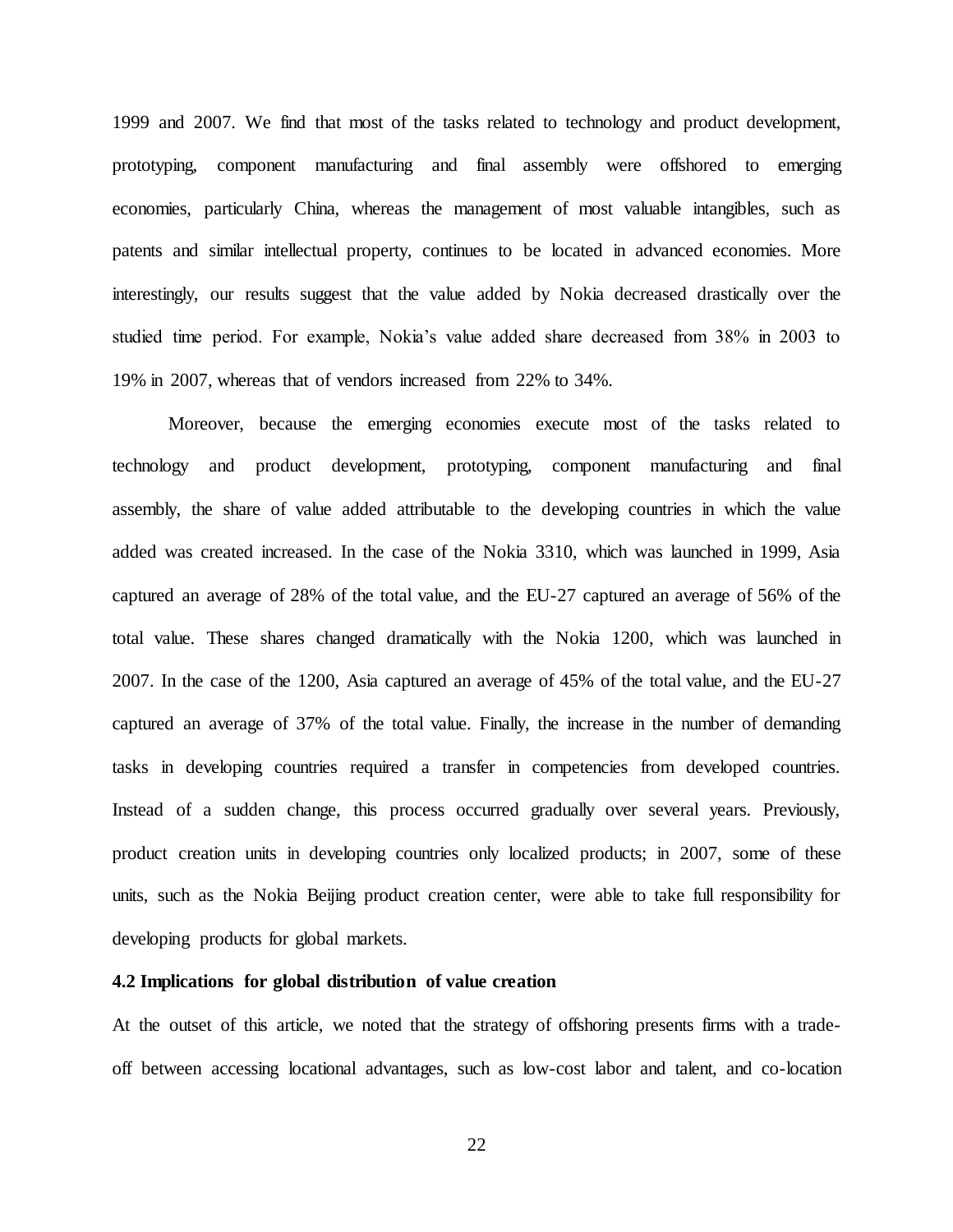1999 and 2007. We find that most of the tasks related to technology and product development, prototyping, component manufacturing and final assembly were offshored to emerging economies, particularly China, whereas the management of most valuable intangibles, such as patents and similar intellectual property, continues to be located in advanced economies. More interestingly, our results suggest that the value added by Nokia decreased drastically over the studied time period. For example, Nokia's value added share decreased from 38% in 2003 to 19% in 2007, whereas that of vendors increased from 22% to 34%.

Moreover, because the emerging economies execute most of the tasks related to technology and product development, prototyping, component manufacturing and final assembly, the share of value added attributable to the developing countries in which the value added was created increased. In the case of the Nokia 3310, which was launched in 1999, Asia captured an average of 28% of the total value, and the EU-27 captured an average of 56% of the total value. These shares changed dramatically with the Nokia 1200, which was launched in 2007. In the case of the 1200, Asia captured an average of 45% of the total value, and the EU-27 captured an average of 37% of the total value. Finally, the increase in the number of demanding tasks in developing countries required a transfer in competencies from developed countries. Instead of a sudden change, this process occurred gradually over several years. Previously, product creation units in developing countries only localized products; in 2007, some of these units, such as the Nokia Beijing product creation center, were able to take full responsibility for developing products for global markets.

**4.2 Implications for global distribution of value creation**

At the outset of this article, we noted that the strategy of offshoring presents firms with a trade-off between accessing locational advantages, such as low-cost labor and talent, and co-location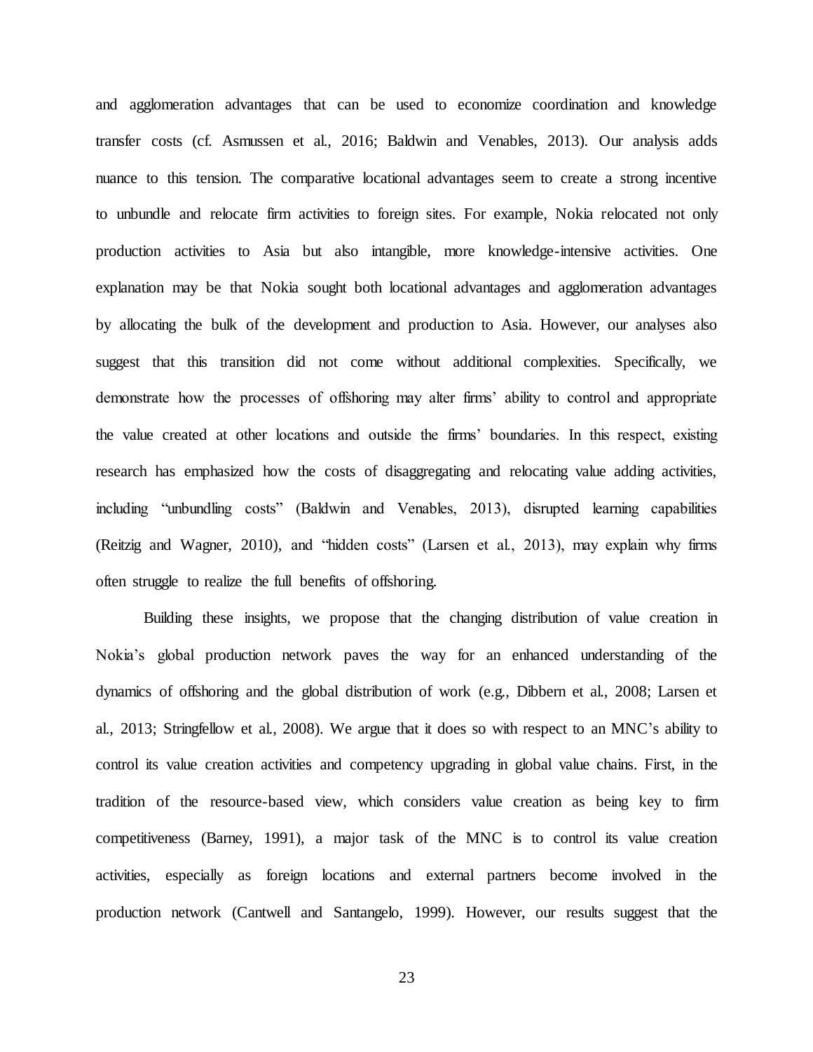and agglomeration advantages that can be used to economize coordination and knowledge transfer costs (cf. Asmussen et al., 2016; Baldwin and Venables, 2013). Our analysis adds nuance to this tension. The comparative locational advantages seem to create a strong incentive to unbundle and relocate firm activities to foreign sites. For example, Nokia relocated not only production activities to Asia but also intangible, more knowledge-intensive activities. One explanation may be that Nokia sought both locational advantages and agglomeration advantages by allocating the bulk of the development and production to Asia. However, our analyses also suggest that this transition did not come without additional complexities. Specifically, we demonstrate how the processes of offshoring may alter firms' ability to control and appropriate the value created at other locations and outside the firms' boundaries. In this respect, existing research has emphasized how the costs of disaggregating and relocating value adding activities, including "unbundling costs" (Baldwin and Venables, 2013), disrupted learning capabilities (Reitzig and Wagner, 2010), and "hidden costs" (Larsen et al., 2013), may explain why firms often struggle to realize the full benefits of offshoring.

Building these insights, we propose that the changing distribution of value creation in Nokia's global production network paves the way for an enhanced understanding of the dynamics of offshoring and the global distribution of work (e.g., Dibbern et al., 2008; Larsen et al., 2013; Stringfellow et al., 2008). We argue that it does so with respect to an MNC's ability to control its value creation activities and competency upgrading in global value chains. First, in the tradition of the resource-based view, which considers value creation as being key to firm competitiveness (Barney, 1991), a major task of the MNC is to control its value creation activities, especially as foreign locations and external partners become involved in the production network (Cantwell and Santangelo, 1999). However, our results suggest that the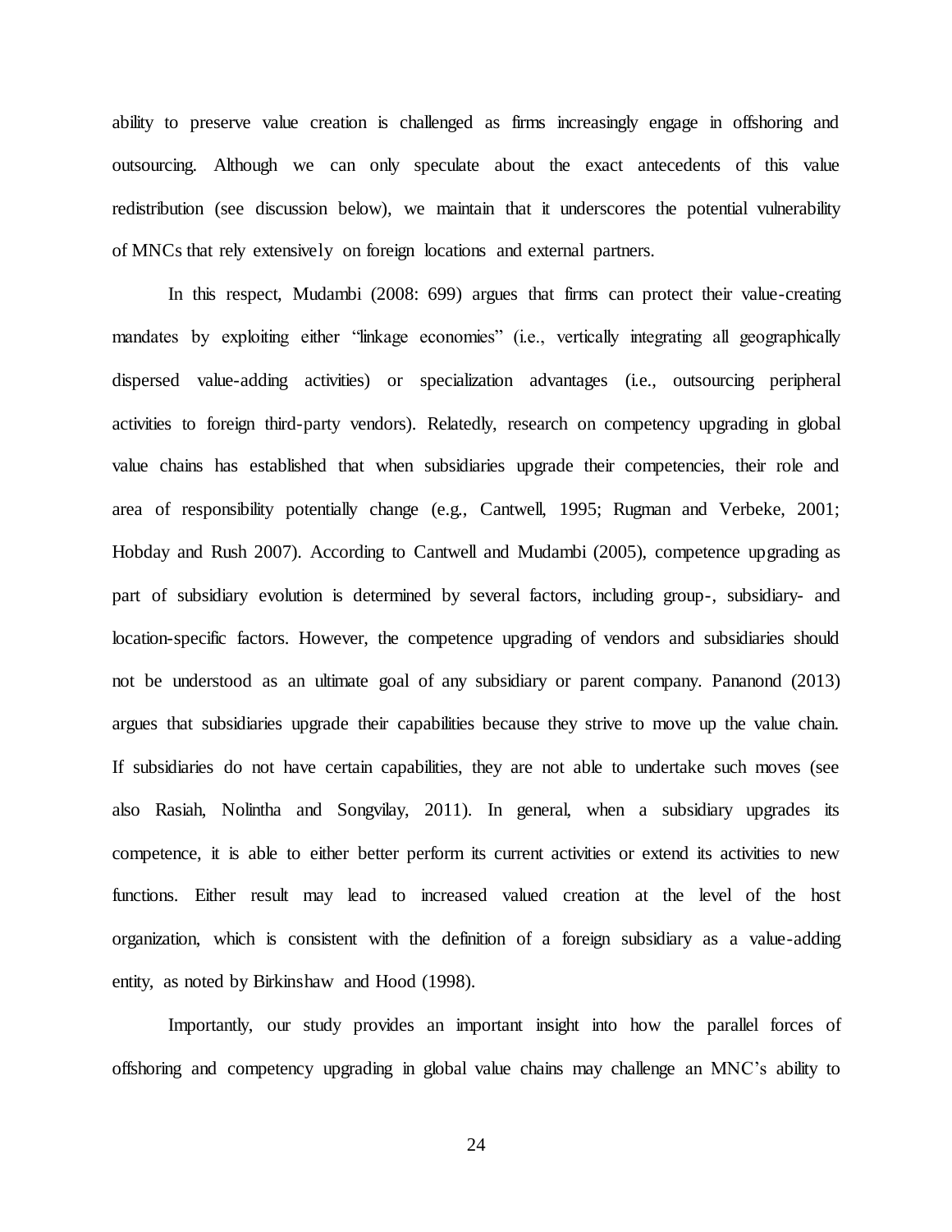ability to preserve value creation is challenged as firms increasingly engage in offshoring and outsourcing. Although we can only speculate about the exact antecedents of this value redistribution (see discussion below), we maintain that it underscores the potential vulnerability of MNCs that rely extensively on foreign locations and external partners.

In this respect, Mudambi (2008: 699) argues that firms can protect their value-creating mandates by exploiting either "linkage economies" (i.e., vertically integrating all geographically dispersed value-adding activities) or specialization advantages (i.e., outsourcing peripheral activities to foreign third-party vendors). Relatedly, research on competency upgrading in global value chains has established that when subsidiaries upgrade their competencies, their role and area of responsibility potentially change (e.g., Cantwell, 1995; Rugman and Verbeke, 2001; Hobday and Rush 2007). According to Cantwell and Mudambi (2005), competence upgrading as part of subsidiary evolution is determined by several factors, including group-, subsidiary- and location-specific factors. However, the competence upgrading of vendors and subsidiaries should not be understood as an ultimate goal of any subsidiary or parent company. Pananond (2013) argues that subsidiaries upgrade their capabilities because they strive to move up the value chain. If subsidiaries do not have certain capabilities, they are not able to undertake such moves (see also Rasiah, Nolintha and Songvilay, 2011). In general, when a subsidiary upgrades its competence, it is able to either better perform its current activities or extend its activities to new functions. Either result may lead to increased valued creation at the level of the host organization, which is consistent with the definition of a foreign subsidiary as a value-adding entity, as noted by Birkinshaw and Hood (1998).

Importantly, our study provides an important insight into how the parallel forces of offshoring and competency upgrading in global value chains may challenge an MNC's ability to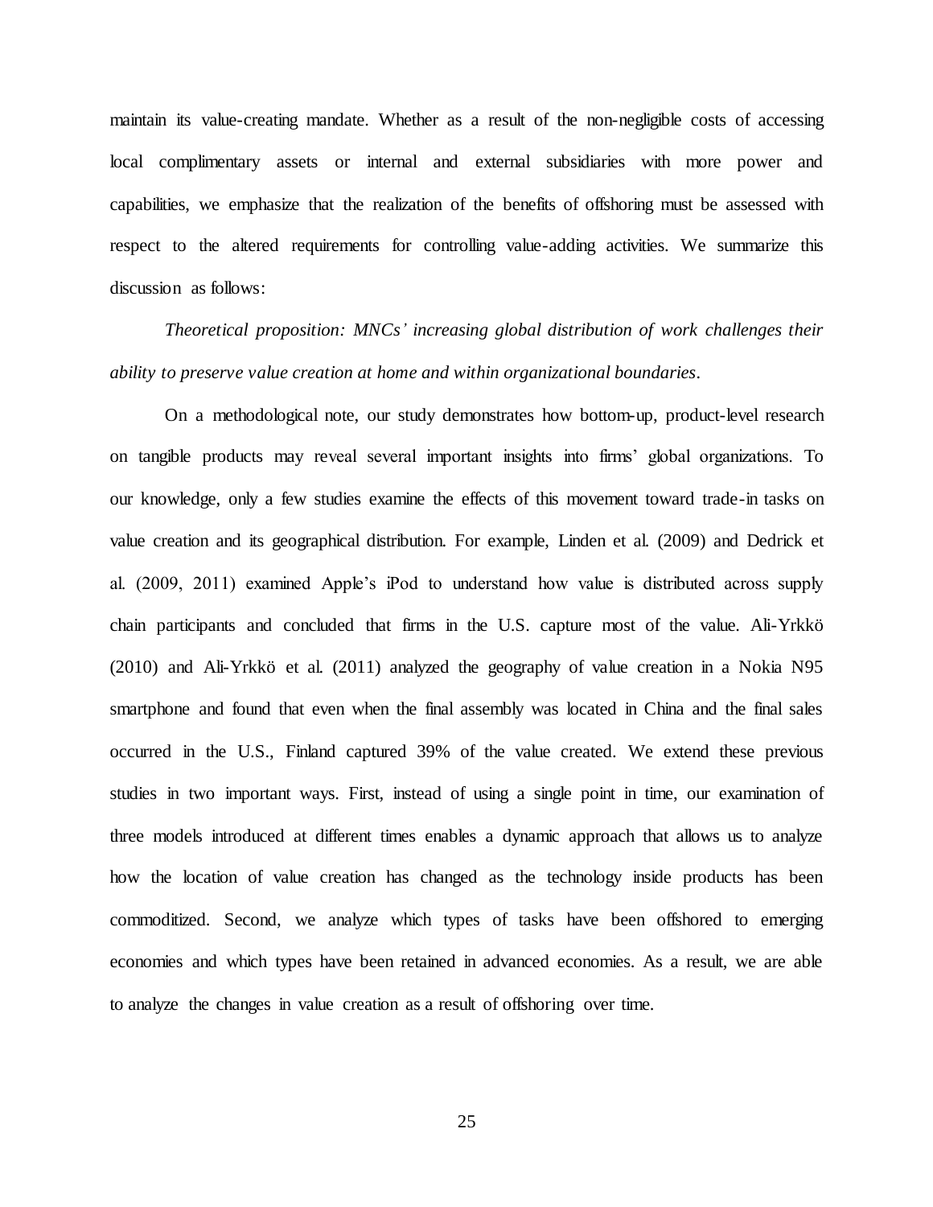maintain its value-creating mandate. Whether as a result of the non-negligible costs of accessing local complimentary assets or internal and external subsidiaries with more power and capabilities, we emphasize that the realization of the benefits of offshoring must be assessed with respect to the altered requirements for controlling value-adding activities. We summarize this discussion as follows:

*Theoretical proposition: MNCs' increasing global distribution of work challenges their ability to preserve value creation at home and within organizational boundaries.*

On a methodological note, our study demonstrates how bottom-up, product-level research on tangible products may reveal several important insights into firms' global organizations. To our knowledge, only a few studies examine the effects of this movement toward trade-in tasks on value creation and its geographical distribution. For example, Linden et al. (2009) and Dedrick et al. (2009, 2011) examined Apple's iPod to understand how value is distributed across supply chain participants and concluded that firms in the U.S. capture most of the value. Ali-Yrkkö (2010) and Ali-Yrkkö et al. (2011) analyzed the geography of value creation in a Nokia N95 smartphone and found that even when the final assembly was located in China and the final sales occurred in the U.S., Finland captured 39% of the value created. We extend these previous studies in two important ways. First, instead of using a single point in time, our examination of three models introduced at different times enables a dynamic approach that allows us to analyze how the location of value creation has changed as the technology inside products has been commoditized. Second, we analyze which types of tasks have been offshored to emerging economies and which types have been retained in advanced economies. As a result, we are able to analyze the changes in value creation as a result of offshoring over time.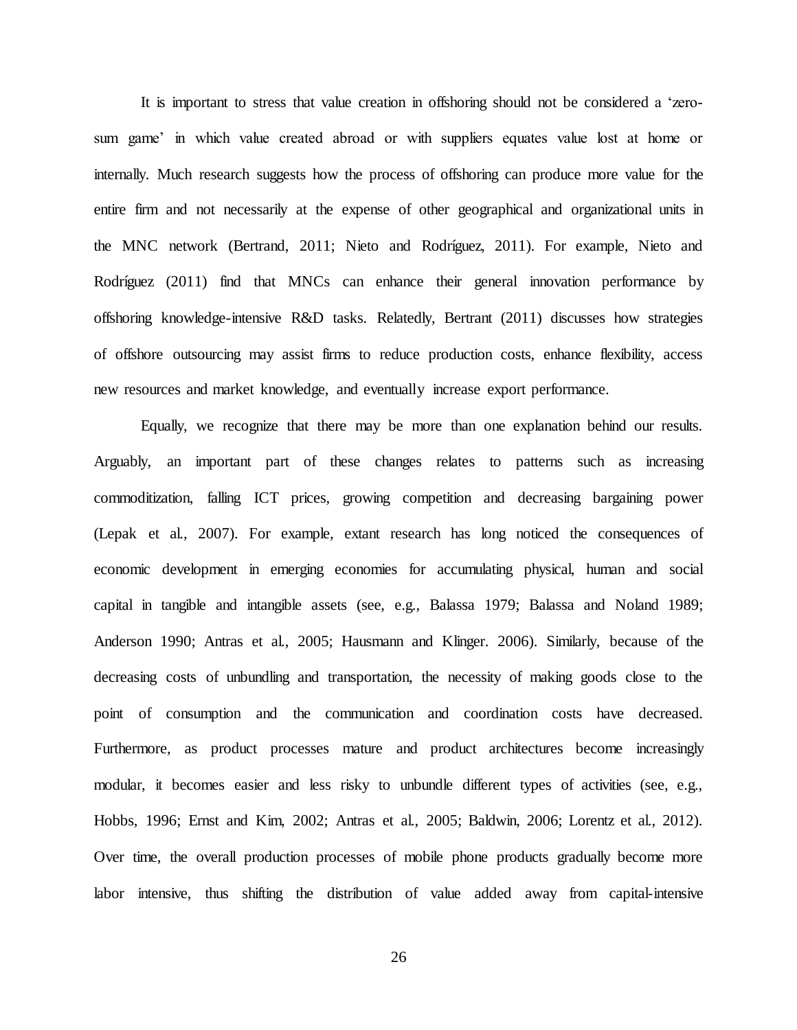It is important to stress that value creation in offshoring should not be considered a 'zero-sum game' in which value created abroad or with suppliers equates value lost at home or internally. Much research suggests how the process of offshoring can produce more value for the entire firm and not necessarily at the expense of other geographical and organizational units in the MNC network (Bertrand, 2011; Nieto and Rodríguez, 2011). For example, Nieto and Rodríguez (2011) find that MNCs can enhance their general innovation performance by offshoring knowledge-intensive R&D tasks. Relatedly, Bertrant (2011) discusses how strategies of offshore outsourcing may assist firms to reduce production costs, enhance flexibility, access new resources and market knowledge, and eventually increase export performance.

Equally, we recognize that there may be more than one explanation behind our results. Arguably, an important part of these changes relates to patterns such as increasing commoditization, falling ICT prices, growing competition and decreasing bargaining power (Lepak et al., 2007). For example, extant research has long noticed the consequences of economic development in emerging economies for accumulating physical, human and social capital in tangible and intangible assets (see, e.g., Balassa 1979; Balassa and Noland 1989; Anderson 1990; Antras et al., 2005; Hausmann and Klinger. 2006). Similarly, because of the decreasing costs of unbundling and transportation, the necessity of making goods close to the point of consumption and the communication and coordination costs have decreased. Furthermore, as product processes mature and product architectures become increasingly modular, it becomes easier and less risky to unbundle different types of activities (see, e.g., Hobbs, 1996; Ernst and Kim, 2002; Antras et al., 2005; Baldwin, 2006; Lorentz et al., 2012). Over time, the overall production processes of mobile phone products gradually become more labor intensive, thus shifting the distribution of value added away from capital-intensive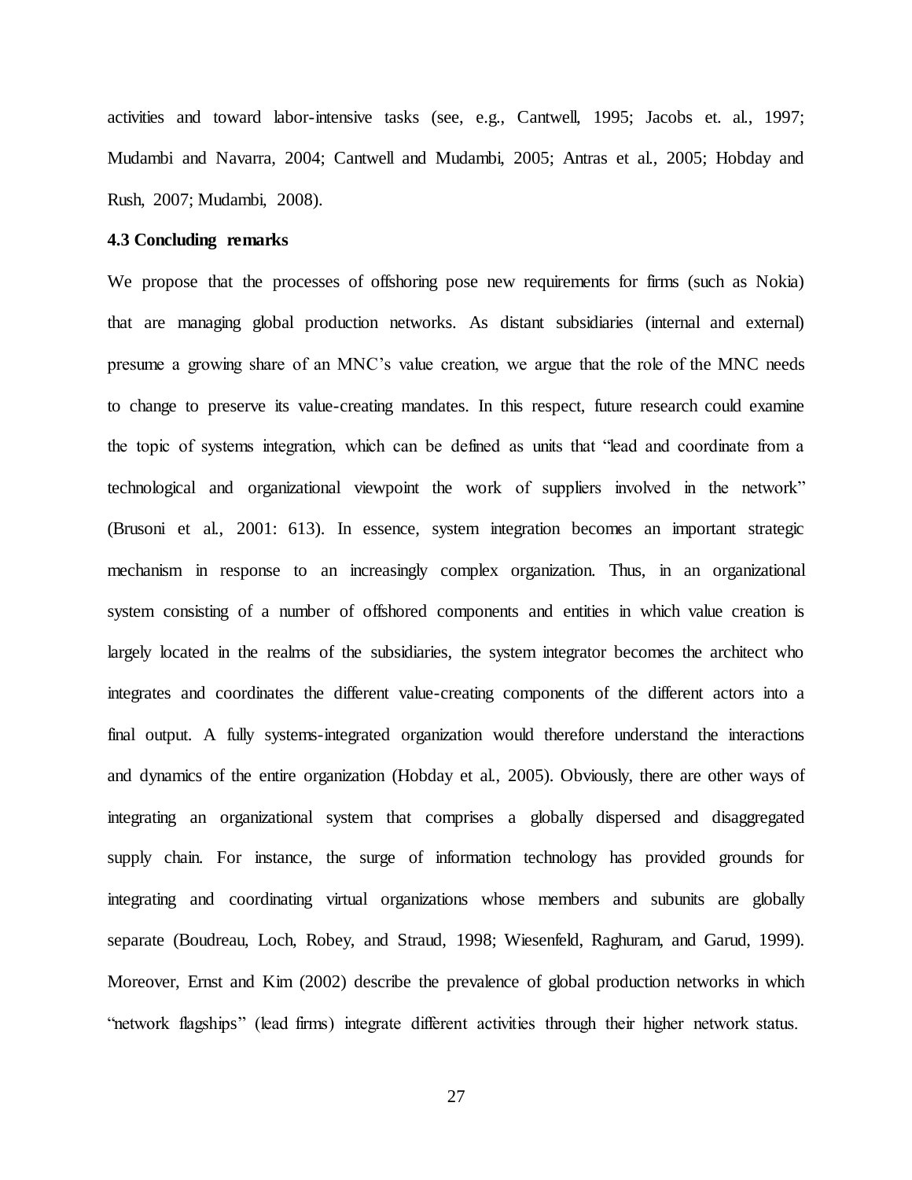activities and toward labor-intensive tasks (see, e.g., Cantwell, 1995; Jacobs et. al., 1997; Mudambi and Navarra, 2004; Cantwell and Mudambi, 2005; Antras et al., 2005; Hobday and Rush, 2007; Mudambi, 2008).

### 4.3 Concluding remarks

We propose that the processes of offshoring pose new requirements for firms (such as Nokia) that are managing global production networks. As distant subsidiaries (internal and external) presume a growing share of an MNC's value creation, we argue that the role of the MNC needs to change to preserve its value-creating mandates. In this respect, future research could examine the topic of systems integration, which can be defined as units that "lead and coordinate from a technological and organizational viewpoint the work of suppliers involved in the network" (Brusoni et al., 2001: 613). In essence, system integration becomes an important strategic mechanism in response to an increasingly complex organization. Thus, in an organizational system consisting of a number of offshored components and entities in which value creation is largely located in the realms of the subsidiaries, the system integrator becomes the architect who integrates and coordinates the different value-creating components of the different actors into a final output. A fully systems-integrated organization would therefore understand the interactions and dynamics of the entire organization (Hobday et al., 2005). Obviously, there are other ways of integrating an organizational system that comprises a globally dispersed and disaggregated supply chain. For instance, the surge of information technology has provided grounds for integrating and coordinating virtual organizations whose members and subunits are globally separate (Boudreau, Loch, Robey, and Straud, 1998; Wiesenfeld, Raghuram, and Garud, 1999). Moreover, Ernst and Kim (2002) describe the prevalence of global production networks in which "network flagships" (lead firms) integrate different activities through their higher network status.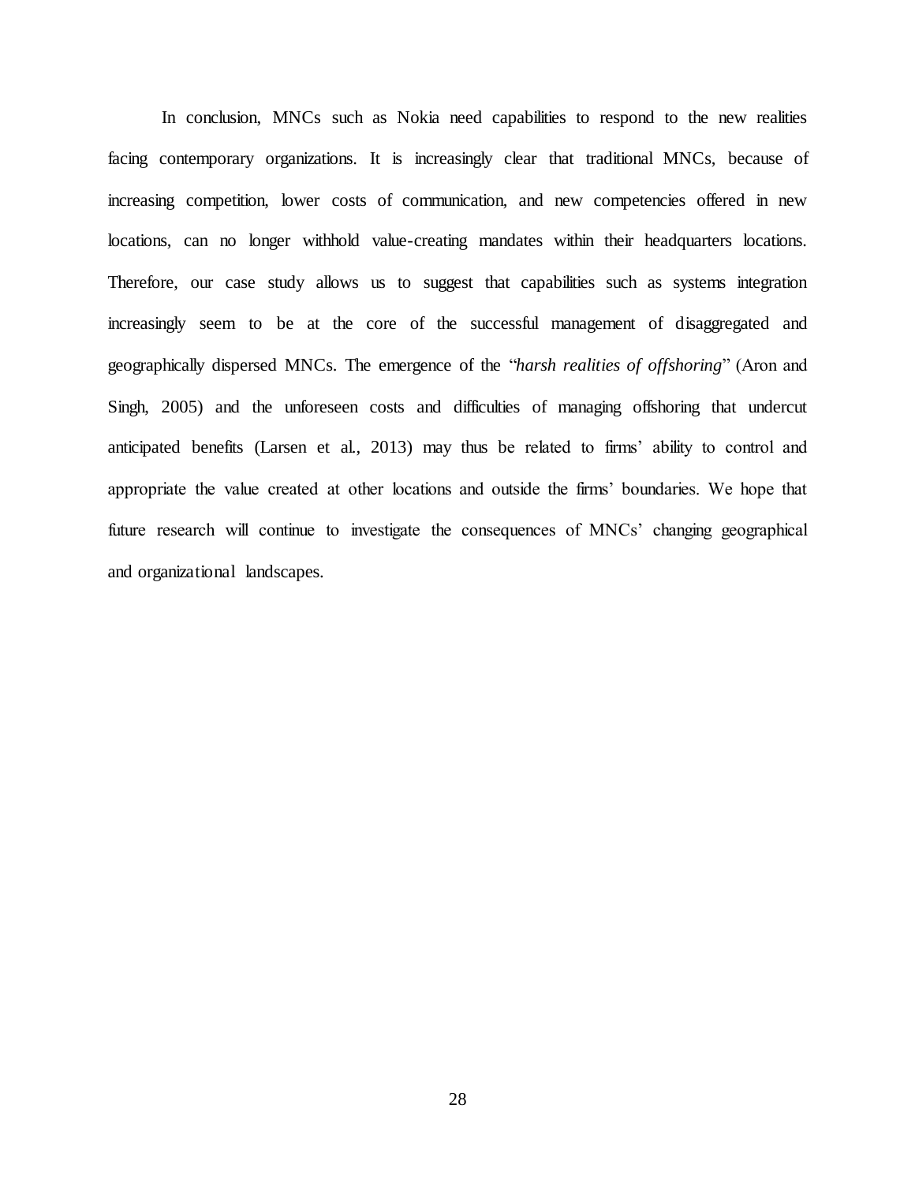In conclusion, MNCs such as Nokia need capabilities to respond to the new realities facing contemporary organizations. It is increasingly clear that traditional MNCs, because of increasing competition, lower costs of communication, and new competencies offered in new locations, can no longer withhold value-creating mandates within their headquarters locations. Therefore, our case study allows us to suggest that capabilities such as systems integration increasingly seem to be at the core of the successful management of disaggregated and geographically dispersed MNCs. The emergence of the "*harsh realities of offshoring*" (Aron and Singh, 2005) and the unforeseen costs and difficulties of managing offshoring that undercut anticipated benefits (Larsen et al., 2013) may thus be related to firms' ability to control and appropriate the value created at other locations and outside the firms' boundaries. We hope that future research will continue to investigate the consequences of MNCs' changing geographical and organizational landscapes.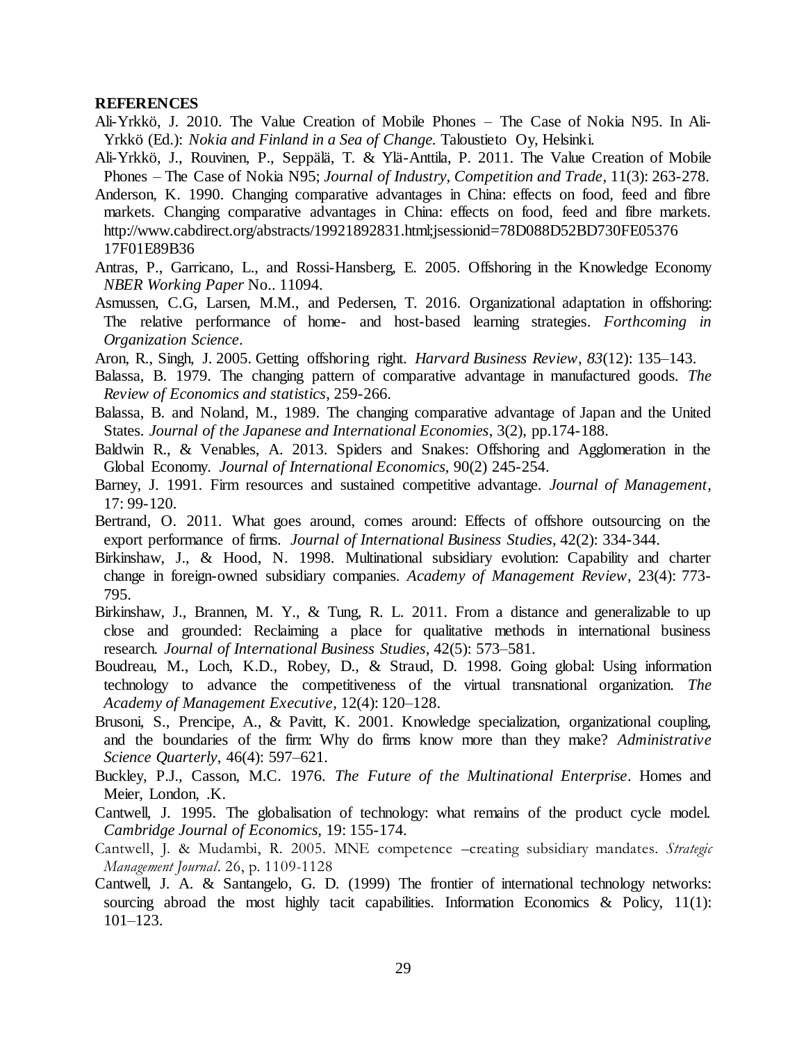**REFERENCES**

Ali-Yrkkö, J. 2010. The Value Creation of Mobile Phones – The Case of Nokia N95. In Ali-Yrkkö (Ed.): *Nokia and Finland in a Sea of Change.* Taloustieto Oy, Helsinki.

Ali-Yrkkö, J., Rouvinen, P., Seppälä, T. & Ylä-Anttila, P. 2011. The Value Creation of Mobile Phones – The Case of Nokia N95; *Journal of Industry, Competition and Trade*, 11(3): 263-278.

Anderson, K. 1990. Changing comparative advantages in China: effects on food, feed and fibre markets. Changing comparative advantages in China: effects on food, feed and fibre markets. http://www.cabdirect.org/abstracts/19921892831.html;jsessionid=78D088D52BD730FE05376 17F01E89B36

Antras, P., Garricano, L., and Rossi-Hansberg, E. 2005. Offshoring in the Knowledge Economy *NBER Working Paper* No.. 11094.

Asmussen, C.G, Larsen, M.M., and Pedersen, T. 2016. Organizational adaptation in offshoring: The relative performance of home- and host-based learning strategies. *Forthcoming in Organization Science*.

Aron, R., Singh, J. 2005. Getting offshoring right. *Harvard Business Review*, *83*(12): 135–143.

Balassa, B. 1979. The changing pattern of comparative advantage in manufactured goods. *The Review of Economics and statistics*, 259-266.

Balassa, B. and Noland, M., 1989. The changing comparative advantage of Japan and the United States. *Journal of the Japanese and International Economies*, 3(2), pp.174-188.

Baldwin R., & Venables, A. 2013. Spiders and Snakes: Offshoring and Agglomeration in the Global Economy. *Journal of International Economics,* 90(2) 245-254.

Barney, J. 1991. Firm resources and sustained competitive advantage. *Journal of Management*, 17: 99-120.

Bertrand, O. 2011. What goes around, comes around: Effects of offshore outsourcing on the export performance of firms. *Journal of International Business Studies*, 42(2): 334-344.

Birkinshaw, J., & Hood, N. 1998. Multinational subsidiary evolution: Capability and charter change in foreign-owned subsidiary companies. *Academy of Management Review*, 23(4): 773-795.

Birkinshaw, J., Brannen, M. Y., & Tung, R. L. 2011. From a distance and generalizable to up close and grounded: Reclaiming a place for qualitative methods in international business research. *Journal of International Business Studies*, 42(5): 573–581.

Boudreau, M., Loch, K.D., Robey, D., & Straud, D. 1998. Going global: Using information technology to advance the competitiveness of the virtual transnational organization. *The Academy of Management Executive*, 12(4): 120–128.

Brusoni, S., Prencipe, A., & Pavitt, K. 2001. Knowledge specialization, organizational coupling, and the boundaries of the firm: Why do firms know more than they make? *Administrative Science Quarterly*, 46(4): 597–621.

Buckley, P.J., Casson, M.C. 1976. *The Future of the Multinational Enterprise*. Homes and Meier, London, .K.

Cantwell, J. 1995. The globalisation of technology: what remains of the product cycle model. *Cambridge Journal of Economics*, 19: 155-174.

Cantwell, J. & Mudambi, R. 2005. MNE competence –creating subsidiary mandates. *Strategic Management Journal*. 26, p. 1109-1128

Cantwell, J. A. & Santangelo, G. D. (1999) The frontier of international technology networks: sourcing abroad the most highly tacit capabilities. Information Economics & Policy, 11(1): 101–123.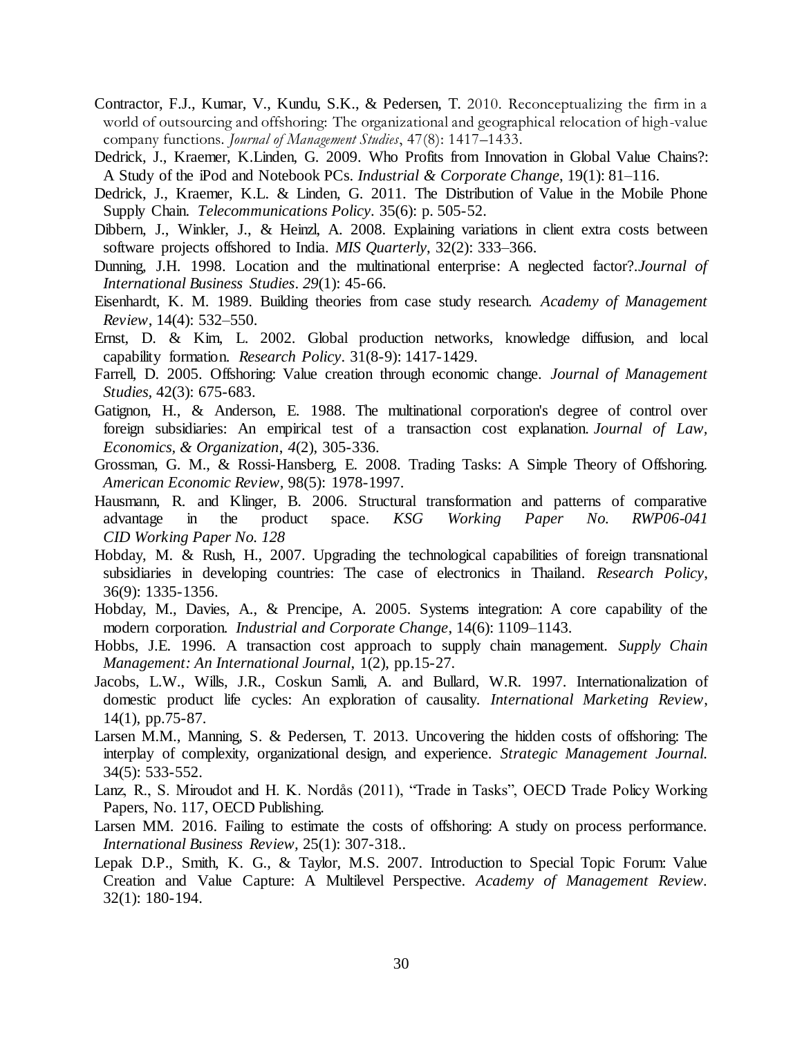Contractor, F.J., Kumar, V., Kundu, S.K., & Pedersen, T. 2010. Reconceptualizing the firm in a world of outsourcing and offshoring: The organizational and geographical relocation of high-value company functions. *Journal of Management Studies*, 47(8): 1417–1433.

Dedrick, J., Kraemer, K.Linden, G. 2009. Who Profits from Innovation in Global Value Chains?: A Study of the iPod and Notebook PCs. *Industrial & Corporate Change*, 19(1): 81–116.

Dedrick, J., Kraemer, K.L. & Linden, G. 2011. The Distribution of Value in the Mobile Phone Supply Chain. *Telecommunications Policy*. 35(6): p. 505-52.

Dibbern, J., Winkler, J., & Heinzl, A. 2008. Explaining variations in client extra costs between software projects offshored to India. *MIS Quarterly*, 32(2): 333–366.

Dunning, J.H. 1998. Location and the multinational enterprise: A neglected factor?.*Journal of International Business Studies*. *29*(1): 45-66.

Eisenhardt, K. M. 1989. Building theories from case study research. *Academy of Management Review*, 14(4): 532–550.

Ernst, D. & Kim, L. 2002. Global production networks, knowledge diffusion, and local capability formation. *Research Policy*. 31(8-9): 1417-1429.

Farrell, D. 2005. Offshoring: Value creation through economic change. *Journal of Management Studies,* 42(3): 675-683.

Gatignon, H., & Anderson, E. 1988. The multinational corporation's degree of control over foreign subsidiaries: An empirical test of a transaction cost explanation. *Journal of Law, Economics, & Organization*, *4*(2), 305-336.

Grossman, G. M., & Rossi-Hansberg, E. 2008. Trading Tasks: A Simple Theory of Offshoring. *American Economic Review,* 98(5): 1978-1997.

Hausmann, R. and Klinger, B. 2006. Structural transformation and patterns of comparative advantage in the product space. *KSG Working Paper No. RWP06-041 CID Working Paper No. 128*

Hobday, M. & Rush, H., 2007. Upgrading the technological capabilities of foreign transnational subsidiaries in developing countries: The case of electronics in Thailand. *Research Policy*, 36(9): 1335-1356.

Hobday, M., Davies, A., & Prencipe, A. 2005. Systems integration: A core capability of the modern corporation. *Industrial and Corporate Change*, 14(6): 1109–1143.

Hobbs, J.E. 1996. A transaction cost approach to supply chain management. *Supply Chain Management: An International Journal*, 1(2), pp.15-27.

Jacobs, L.W., Wills, J.R., Coskun Samli, A. and Bullard, W.R. 1997. Internationalization of domestic product life cycles: An exploration of causality. *International Marketing Review*, 14(1), pp.75-87.

Larsen M.M., Manning, S. & Pedersen, T. 2013. Uncovering the hidden costs of offshoring: The interplay of complexity, organizational design, and experience. *Strategic Management Journal.* 34(5): 533-552.

Lanz, R., S. Miroudot and H. K. Nordås (2011), "Trade in Tasks", OECD Trade Policy Working Papers, No. 117, OECD Publishing.

Larsen MM. 2016. Failing to estimate the costs of offshoring: A study on process performance. *International Business Review,* 25(1): 307-318..

Lepak D.P., Smith, K. G., & Taylor, M.S. 2007. Introduction to Special Topic Forum: Value Creation and Value Capture: A Multilevel Perspective. *Academy of Management Review*. 32(1): 180-194.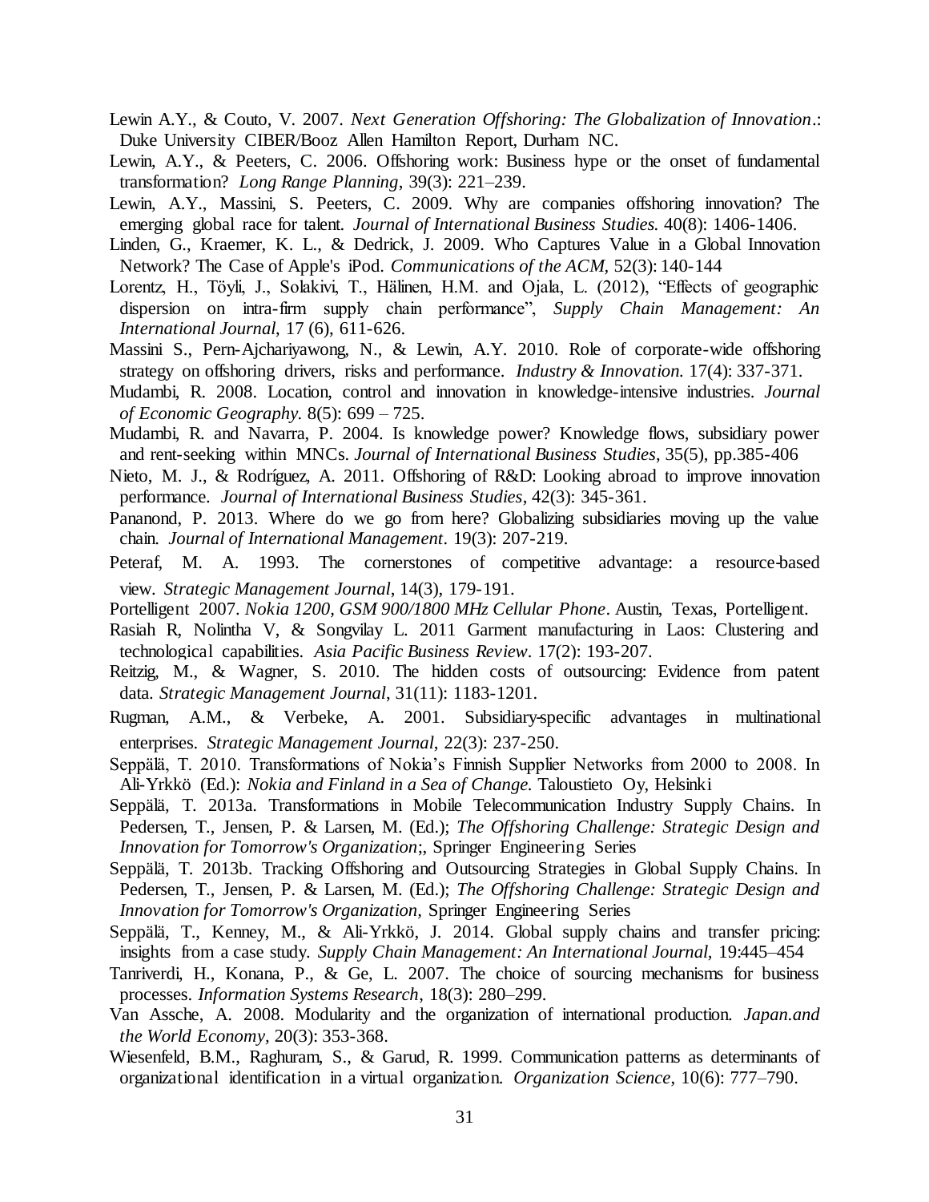Lewin A.Y., & Couto, V. 2007. *Next Generation Offshoring: The Globalization of Innovation*.: Duke University CIBER/Booz Allen Hamilton Report, Durham NC.

Lewin, A.Y., & Peeters, C. 2006. Offshoring work: Business hype or the onset of fundamental transformation? *Long Range Planning*, 39(3): 221–239.

Lewin, A.Y., Massini, S. Peeters, C. 2009. Why are companies offshoring innovation? The emerging global race for talent. *Journal of International Business Studies*. 40(8): 1406-1406.

Linden, G., Kraemer, K. L., & Dedrick, J. 2009. Who Captures Value in a Global Innovation Network? The Case of Apple's iPod. *Communications of the ACM*, 52(3): 140-144

Lorentz, H., Töyli, J., Solakivi, T., Hälinen, H.M. and Ojala, L. (2012), "Effects of geographic dispersion on intra-firm supply chain performance", *Supply Chain Management: An International Journal*, 17 (6), 611-626.

Massini S., Pern-Ajchariyawong, N., & Lewin, A.Y. 2010. Role of corporate-wide offshoring strategy on offshoring drivers, risks and performance. *Industry & Innovation*. 17(4): 337-371.

Mudambi, R. 2008. Location, control and innovation in knowledge-intensive industries. *Journal of Economic Geography*. 8(5): 699 – 725.

Mudambi, R. and Navarra, P. 2004. Is knowledge power? Knowledge flows, subsidiary power and rent-seeking within MNCs. *Journal of International Business Studies*, 35(5), pp.385-406

Nieto, M. J., & Rodríguez, A. 2011. Offshoring of R&D: Looking abroad to improve innovation performance. *Journal of International Business Studies*, 42(3): 345-361.

Pananond, P. 2013. Where do we go from here? Globalizing subsidiaries moving up the value chain. *Journal of International Management*. 19(3): 207-219.

Peteraf, M. A. 1993. The cornerstones of competitive advantage: a resource-based view. *Strategic Management Journal*, 14(3), 179-191.

Portelligent 2007. *Nokia 1200, GSM 900/1800 MHz Cellular Phone*. Austin, Texas, Portelligent.

Rasiah R, Nolintha V, & Songvilay L. 2011 Garment manufacturing in Laos: Clustering and technological capabilities. *Asia Pacific Business Review*. 17(2): 193-207.

Reitzig, M., & Wagner, S. 2010. The hidden costs of outsourcing: Evidence from patent data. *Strategic Management Journal*, 31(11): 1183-1201.

Rugman, A.M., & Verbeke, A. 2001. Subsidiary-specific advantages in multinational enterprises. *Strategic Management Journal*, 22(3): 237-250.

Seppälä, T. 2010. Transformations of Nokia's Finnish Supplier Networks from 2000 to 2008. In Ali-Yrkkö (Ed.): *Nokia and Finland in a Sea of Change*. Taloustieto Oy, Helsinki

Seppälä, T. 2013a. Transformations in Mobile Telecommunication Industry Supply Chains. In Pedersen, T., Jensen, P. & Larsen, M. (Ed.); *The Offshoring Challenge: Strategic Design and Innovation for Tomorrow's Organization*;, Springer Engineering Series

Seppälä, T. 2013b. Tracking Offshoring and Outsourcing Strategies in Global Supply Chains. In Pedersen, T., Jensen, P. & Larsen, M. (Ed.); *The Offshoring Challenge: Strategic Design and Innovation for Tomorrow's Organization*, Springer Engineering Series

Seppälä, T., Kenney, M., & Ali-Yrkkö, J. 2014. Global supply chains and transfer pricing: insights from a case study. *Supply Chain Management: An International Journal*, 19:445–454

Tanriverdi, H., Konana, P., & Ge, L. 2007. The choice of sourcing mechanisms for business processes. *Information Systems Research*, 18(3): 280–299.

Van Assche, A. 2008. Modularity and the organization of international production. *Japan.and the World Economy*, 20(3): 353-368.

Wiesenfeld, B.M., Raghuram, S., & Garud, R. 1999. Communication patterns as determinants of organizational identification in a virtual organization. *Organization Science*, 10(6): 777–790.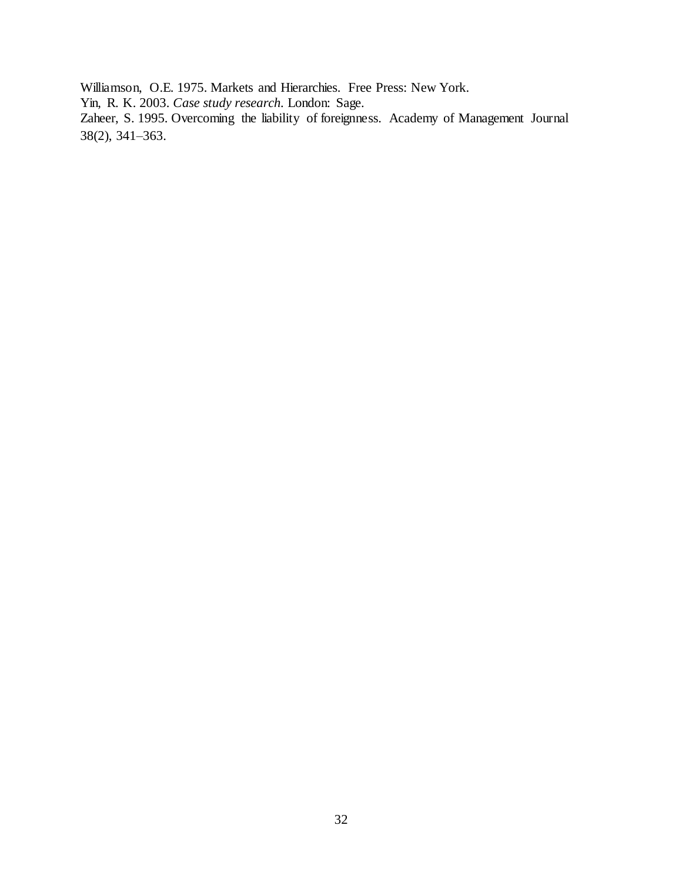Williamson, O.E. 1975. Markets and Hierarchies. Free Press: New York.

Yin, R. K. 2003. *Case study research.* London: Sage.

Zaheer, S. 1995. Overcoming the liability of foreignness. Academy of Management Journal 38(2), 341–363.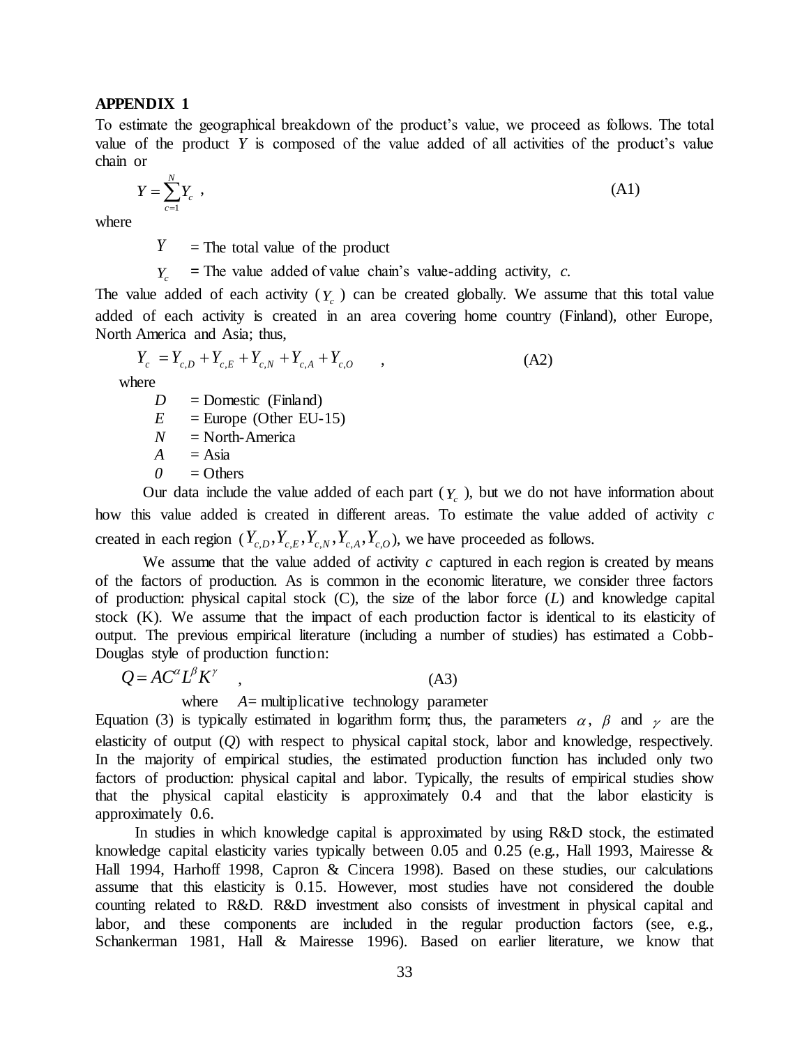**APPENDIX 1**

To estimate the geographical breakdown of the product's value, we proceed as follows. The total value of the product $Y$ is composed of the value added of all activities of the product's value chain or

$$Y = \sum_{c=1}^{N} Y_c \ , \qquad \text{(A1)}$$

where

$Y$ = The total value of the product

$Y_c$ = The value added of value chain's value-adding activity, $c$.

The value added of each activity ($Y_c$) can be created globally. We assume that this total value added of each activity is created in an area covering home country (Finland), other Europe, North America and Asia; thus,

$$Y_c = Y_{c,D} + Y_{c,E} + Y_{c,N} + Y_{c,A} + Y_{c,O} \quad , \qquad \text{(A2)}$$

where

$D$ = Domestic (Finland)
$E$ = Europe (Other EU-15)
$N$ = North-America
$A$ = Asia
$0$ = Others

Our data include the value added of each part ($Y_c$), but we do not have information about how this value added is created in different areas. To estimate the value added of activity $c$ created in each region ($Y_{c,D}, Y_{c,E}, Y_{c,N}, Y_{c,A}, Y_{c,O}$), we have proceeded as follows.

We assume that the value added of activity $c$ captured in each region is created by means of the factors of production. As is common in the economic literature, we consider three factors of production: physical capital stock (C), the size of the labor force ($L$) and knowledge capital stock (K). We assume that the impact of each production factor is identical to its elasticity of output. The previous empirical literature (including a number of studies) has estimated a Cobb-Douglas style of production function:

$$Q = AC^{\alpha} L^{\beta} K^{\gamma} \quad , \qquad \text{(A3)}$$

where $A$= multiplicative technology parameter

Equation (3) is typically estimated in logarithm form; thus, the parameters $\alpha$, $\beta$ and $\gamma$ are the elasticity of output ($Q$) with respect to physical capital stock, labor and knowledge, respectively. In the majority of empirical studies, the estimated production function has included only two factors of production: physical capital and labor. Typically, the results of empirical studies show that the physical capital elasticity is approximately 0.4 and that the labor elasticity is approximately 0.6.

In studies in which knowledge capital is approximated by using R&D stock, the estimated knowledge capital elasticity varies typically between 0.05 and 0.25 (e.g., Hall 1993, Mairesse & Hall 1994, Harhoff 1998, Capron & Cincera 1998). Based on these studies, our calculations assume that this elasticity is 0.15. However, most studies have not considered the double counting related to R&D. R&D investment also consists of investment in physical capital and labor, and these components are included in the regular production factors (see, e.g., Schankerman 1981, Hall & Mairesse 1996). Based on earlier literature, we know that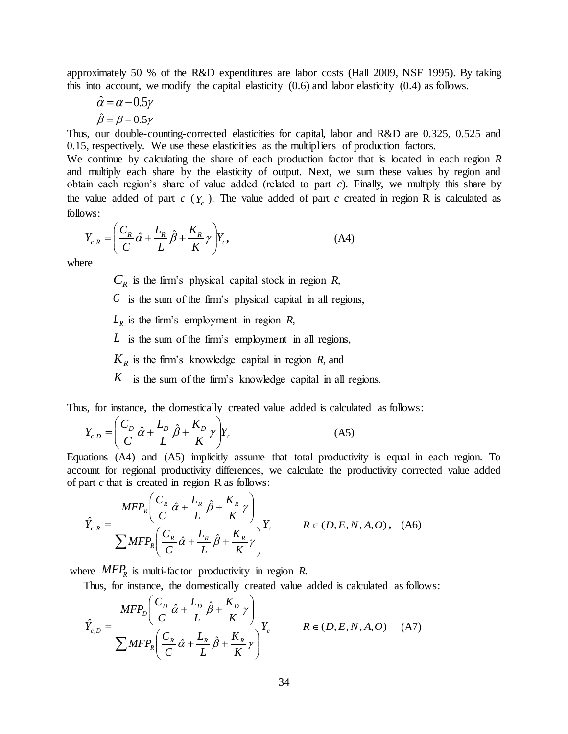approximately 50 % of the R&D expenditures are labor costs (Hall 2009, NSF 1995). By taking this into account, we modify the capital elasticity (0.6) and labor elasticity (0.4) as follows.

$$\hat{\alpha} = \alpha - 0.5\gamma$$

$$\hat{\beta} = \beta - 0.5\gamma$$

Thus, our double-counting-corrected elasticities for capital, labor and R&D are 0.325, 0.525 and 0.15, respectively. We use these elasticities as the multipliers of production factors.

We continue by calculating the share of each production factor that is located in each region *R* and multiply each share by the elasticity of output. Next, we sum these values by region and obtain each region's share of value added (related to part *c*). Finally, we multiply this share by the value added of part *c* ($Y_c$). The value added of part *c* created in region R is calculated as follows:

$$Y_{c,R} = \left( \frac{C_R}{C}\hat{\alpha} + \frac{L_R}{L}\hat{\beta} + \frac{K_R}{K}\gamma \right) Y_c, \qquad \text{(A4)}$$

where

$C_R$ is the firm's physical capital stock in region *R*,

$C$ is the sum of the firm's physical capital in all regions,

$L_R$ is the firm's employment in region *R*,

$L$ is the sum of the firm's employment in all regions,

$K_R$ is the firm's knowledge capital in region *R*, and

$K$ is the sum of the firm's knowledge capital in all regions.

Thus, for instance, the domestically created value added is calculated as follows:

$$Y_{c,D} = \left( \frac{C_D}{C}\hat{\alpha} + \frac{L_D}{L}\hat{\beta} + \frac{K_D}{K}\gamma \right) Y_c \qquad \text{(A5)}$$

Equations (A4) and (A5) implicitly assume that total productivity is equal in each region. To account for regional productivity differences, we calculate the productivity corrected value added of part *c* that is created in region R as follows:

$$\hat{Y}_{c,R} = \frac{MFP_R\left( \frac{C_R}{C}\hat{\alpha} + \frac{L_R}{L}\hat{\beta} + \frac{K_R}{K}\gamma \right)}{\sum MFP_R\left( \frac{C_R}{C}\hat{\alpha} + \frac{L_R}{L}\hat{\beta} + \frac{K_R}{K}\gamma \right)} Y_c \qquad R \in (D, E, N, A, O), \quad \text{(A6)}$$

where $MFP_R$ is multi-factor productivity in region *R*.

Thus, for instance, the domestically created value added is calculated as follows:

$$\hat{Y}_{c,D} = \frac{MFP_D\left( \frac{C_D}{C}\hat{\alpha} + \frac{L_D}{L}\hat{\beta} + \frac{K_D}{K}\gamma \right)}{\sum MFP_R\left( \frac{C_R}{C}\hat{\alpha} + \frac{L_R}{L}\hat{\beta} + \frac{K_R}{K}\gamma \right)} Y_c \qquad R \in (D, E, N, A, O) \quad \text{(A7)}$$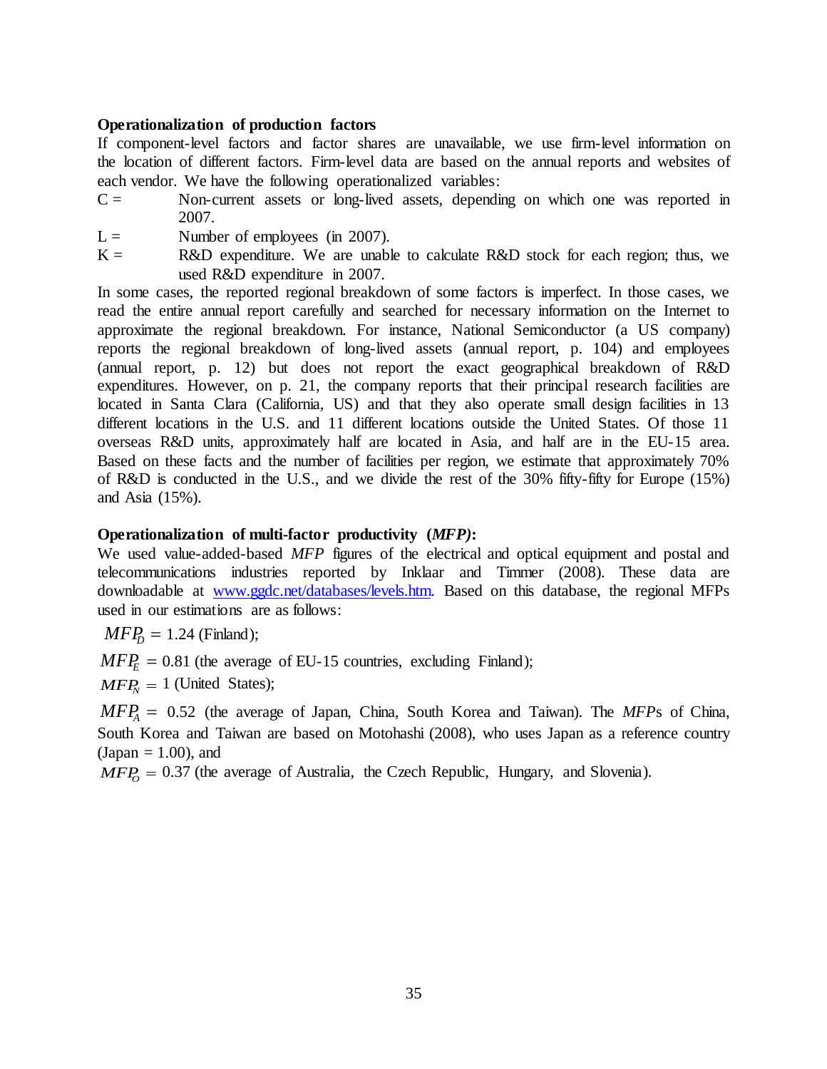**Operationalization of production factors**

If component-level factors and factor shares are unavailable, we use firm-level information on the location of different factors. Firm-level data are based on the annual reports and websites of each vendor. We have the following operationalized variables:

C = Non-current assets or long-lived assets, depending on which one was reported in 2007.

L = Number of employees (in 2007).

K = R&D expenditure. We are unable to calculate R&D stock for each region; thus, we used R&D expenditure in 2007.

In some cases, the reported regional breakdown of some factors is imperfect. In those cases, we read the entire annual report carefully and searched for necessary information on the Internet to approximate the regional breakdown. For instance, National Semiconductor (a US company) reports the regional breakdown of long-lived assets (annual report, p. 104) and employees (annual report, p. 12) but does not report the exact geographical breakdown of R&D expenditures. However, on p. 21, the company reports that their principal research facilities are located in Santa Clara (California, US) and that they also operate small design facilities in 13 different locations in the U.S. and 11 different locations outside the United States. Of those 11 overseas R&D units, approximately half are located in Asia, and half are in the EU-15 area. Based on these facts and the number of facilities per region, we estimate that approximately 70% of R&D is conducted in the U.S., and we divide the rest of the 30% fifty-fifty for Europe (15%) and Asia (15%).

**Operationalization of multi-factor productivity (*MFP*):**

We used value-added-based *MFP* figures of the electrical and optical equipment and postal and telecommunications industries reported by Inklaar and Timmer (2008). These data are downloadable at www.ggdc.net/databases/levels.htm. Based on this database, the regional MFPs used in our estimations are as follows:

$MFP_D = 1.24$ (Finland);

$MFP_E = 0.81$ (the average of EU-15 countries, excluding Finland);

$MFP_N = 1$ (United States);

$MFP_A = 0.52$ (the average of Japan, China, South Korea and Taiwan). The *MFP*s of China, South Korea and Taiwan are based on Motohashi (2008), who uses Japan as a reference country (Japan = 1.00), and

$MFP_O = 0.37$ (the average of Australia, the Czech Republic, Hungary, and Slovenia).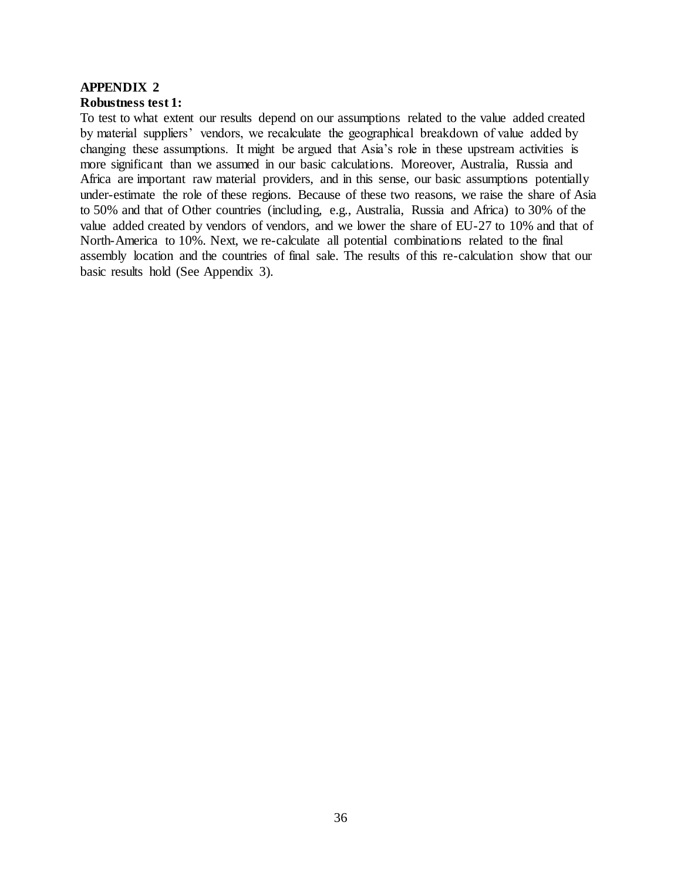**APPENDIX 2**

**Robustness test 1:**

To test to what extent our results depend on our assumptions related to the value added created by material suppliers' vendors, we recalculate the geographical breakdown of value added by changing these assumptions. It might be argued that Asia's role in these upstream activities is more significant than we assumed in our basic calculations. Moreover, Australia, Russia and Africa are important raw material providers, and in this sense, our basic assumptions potentially under-estimate the role of these regions. Because of these two reasons, we raise the share of Asia to 50% and that of Other countries (including, e.g., Australia, Russia and Africa) to 30% of the value added created by vendors of vendors, and we lower the share of EU-27 to 10% and that of North-America to 10%. Next, we re-calculate all potential combinations related to the final assembly location and the countries of final sale. The results of this re-calculation show that our basic results hold (See Appendix 3).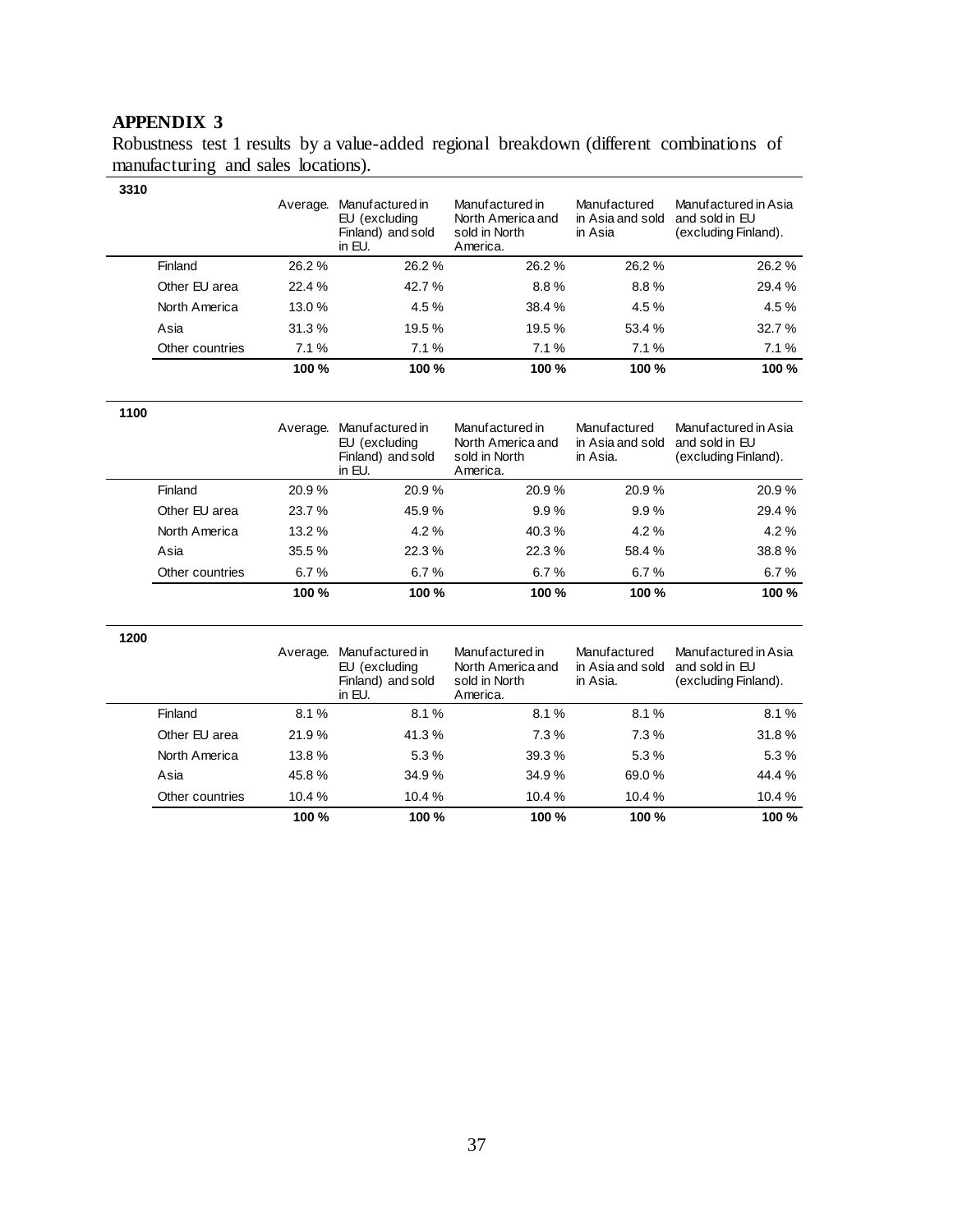## APPENDIX 3

Robustness test 1 results by a value-added regional breakdown (different combinations of manufacturing and sales locations).

**3310**

| | Average. | Manufactured in EU (excluding Finland) and sold in EU. | Manufactured in North America and sold in North America. | Manufactured in Asia and sold in Asia | Manufactured in Asia and sold in EU (excluding Finland). |
|---|---|---|---|---|---|
| Finland | 26.2 % | 26.2 % | 26.2 % | 26.2 % | 26.2 % |
| Other EU area | 22.4 % | 42.7 % | 8.8 % | 8.8 % | 29.4 % |
| North America | 13.0 % | 4.5 % | 38.4 % | 4.5 % | 4.5 % |
| Asia | 31.3 % | 19.5 % | 19.5 % | 53.4 % | 32.7 % |
| Other countries | 7.1 % | 7.1 % | 7.1 % | 7.1 % | 7.1 % |
| | **100 %** | **100 %** | **100 %** | **100 %** | **100 %** |

**1100**

| | Average. | Manufactured in EU (excluding Finland) and sold in EU. | Manufactured in North America and sold in North America. | Manufactured in Asia and sold in Asia. | Manufactured in Asia and sold in EU (excluding Finland). |
|---|---|---|---|---|---|
| Finland | 20.9 % | 20.9 % | 20.9 % | 20.9 % | 20.9 % |
| Other EU area | 23.7 % | 45.9 % | 9.9 % | 9.9 % | 29.4 % |
| North America | 13.2 % | 4.2 % | 40.3 % | 4.2 % | 4.2 % |
| Asia | 35.5 % | 22.3 % | 22.3 % | 58.4 % | 38.8 % |
| Other countries | 6.7 % | 6.7 % | 6.7 % | 6.7 % | 6.7 % |
| | **100 %** | **100 %** | **100 %** | **100 %** | **100 %** |

**1200**

| | Average. | Manufactured in EU (excluding Finland) and sold in EU. | Manufactured in North America and sold in North America. | Manufactured in Asia and sold in Asia. | Manufactured in Asia and sold in EU (excluding Finland). |
|---|---|---|---|---|---|
| Finland | 8.1 % | 8.1 % | 8.1 % | 8.1 % | 8.1 % |
| Other EU area | 21.9 % | 41.3 % | 7.3 % | 7.3 % | 31.8 % |
| North America | 13.8 % | 5.3 % | 39.3 % | 5.3 % | 5.3 % |
| Asia | 45.8 % | 34.9 % | 34.9 % | 69.0 % | 44.4 % |
| Other countries | 10.4 % | 10.4 % | 10.4 % | 10.4 % | 10.4 % |
| | **100 %** | **100 %** | **100 %** | **100 %** | **100 %** |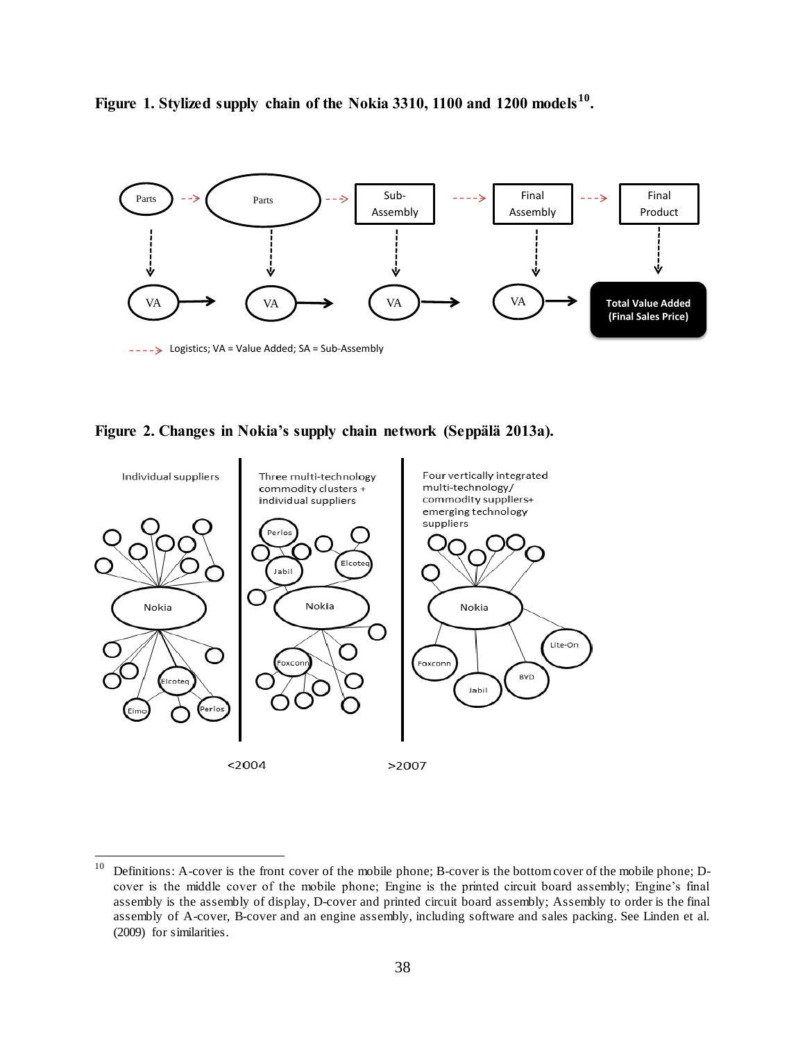**Figure 1. Stylized supply chain of the Nokia 3310, 1100 and 1200 models[10].**

**Figure 2. Changes in Nokia's supply chain network (Seppälä 2013a).**

[10] Definitions: A-cover is the front cover of the mobile phone; B-cover is the bottom cover of the mobile phone; D-cover is the middle cover of the mobile phone; Engine is the printed circuit board assembly; Engine's final assembly is the assembly of display, D-cover and printed circuit board assembly; Assembly to order is the final assembly of A-cover, B-cover and an engine assembly, including software and sales packing. See Linden et al. (2009) for similarities.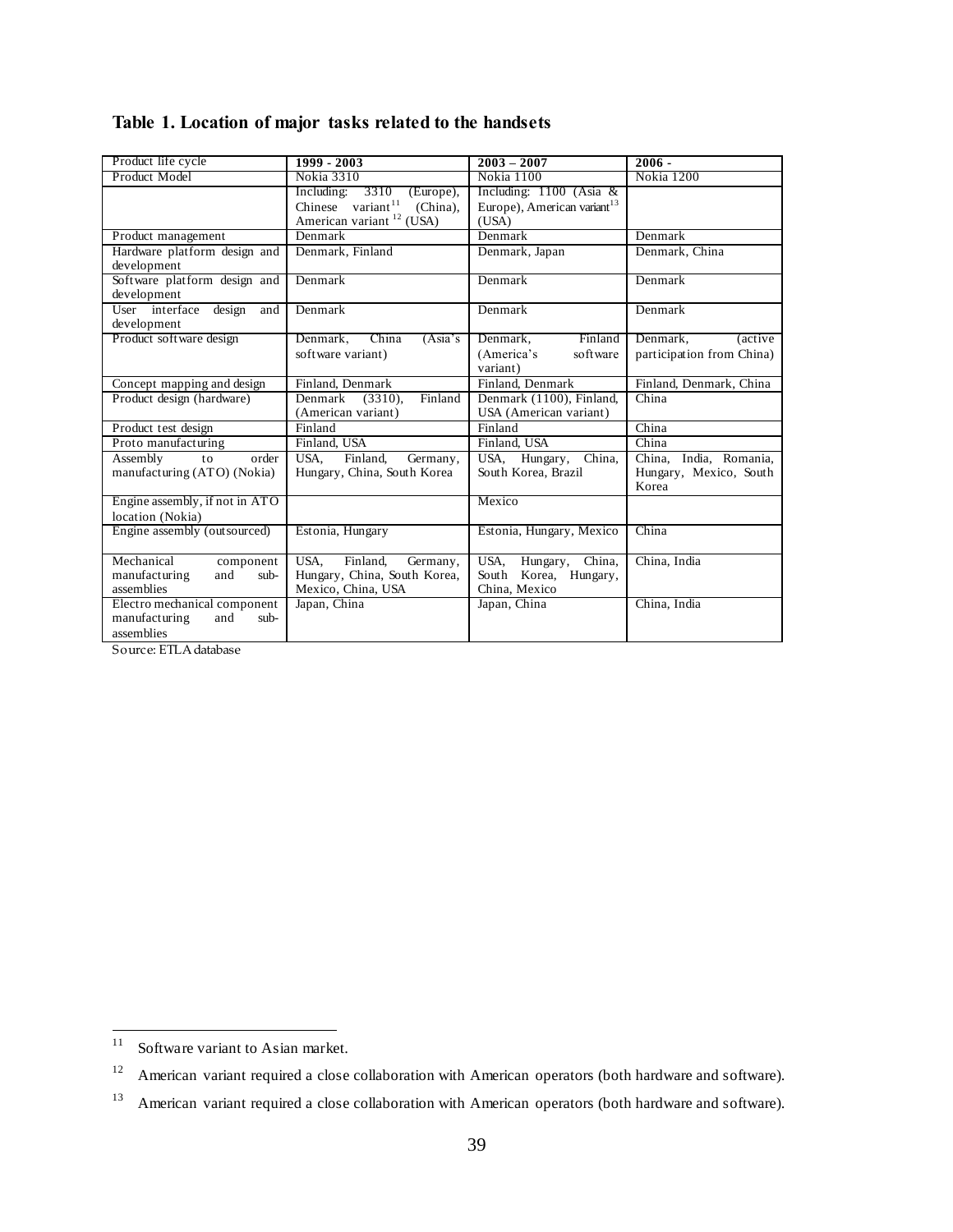## Table 1. Location of major tasks related to the handsets

| Product life cycle | 1999 - 2003 | 2003 – 2007 | 2006 - |
|---|---|---|---|
| Product Model | Nokia 3310 | Nokia 1100 | Nokia 1200 |
| | Including: 3310 (Europe), Chinese variant[11] (China), American variant [12] (USA) | Including: 1100 (Asia & Europe), American variant[13] (USA) | |
| Product management | Denmark | Denmark | Denmark |
| Hardware platform design and development | Denmark, Finland | Denmark, Japan | Denmark, China |
| Software platform design and development | Denmark | Denmark | Denmark |
| User interface design and development | Denmark | Denmark | Denmark |
| Product software design | Denmark, China (Asia's software variant) | Denmark, Finland (America's software variant) | Denmark, (active participation from China) |
| Concept mapping and design | Finland, Denmark | Finland, Denmark | Finland, Denmark, China |
| Product design (hardware) | Denmark (3310), Finland (American variant) | Denmark (1100), Finland, USA (American variant) | China |
| Product test design | Finland | Finland | China |
| Proto manufacturing | Finland, USA | Finland, USA | China |
| Assembly to order manufacturing (ATO) (Nokia) | USA, Finland, Germany, Hungary, China, South Korea | USA, Hungary, China, South Korea, Brazil | China, India, Romania, Hungary, Mexico, South Korea |
| Engine assembly, if not in ATO location (Nokia) | | Mexico | |
| Engine assembly (outsourced) | Estonia, Hungary | Estonia, Hungary, Mexico | China |
| Mechanical component manufacturing and sub-assemblies | USA, Finland, Germany, Hungary, China, South Korea, Mexico, China, USA | USA, Hungary, China, South Korea, Hungary, China, Mexico | China, India |
| Electro mechanical component manufacturing and sub-assemblies | Japan, China | Japan, China | China, India |

Source: ETLA database

[11] Software variant to Asian market.

[12] American variant required a close collaboration with American operators (both hardware and software).

[13] American variant required a close collaboration with American operators (both hardware and software).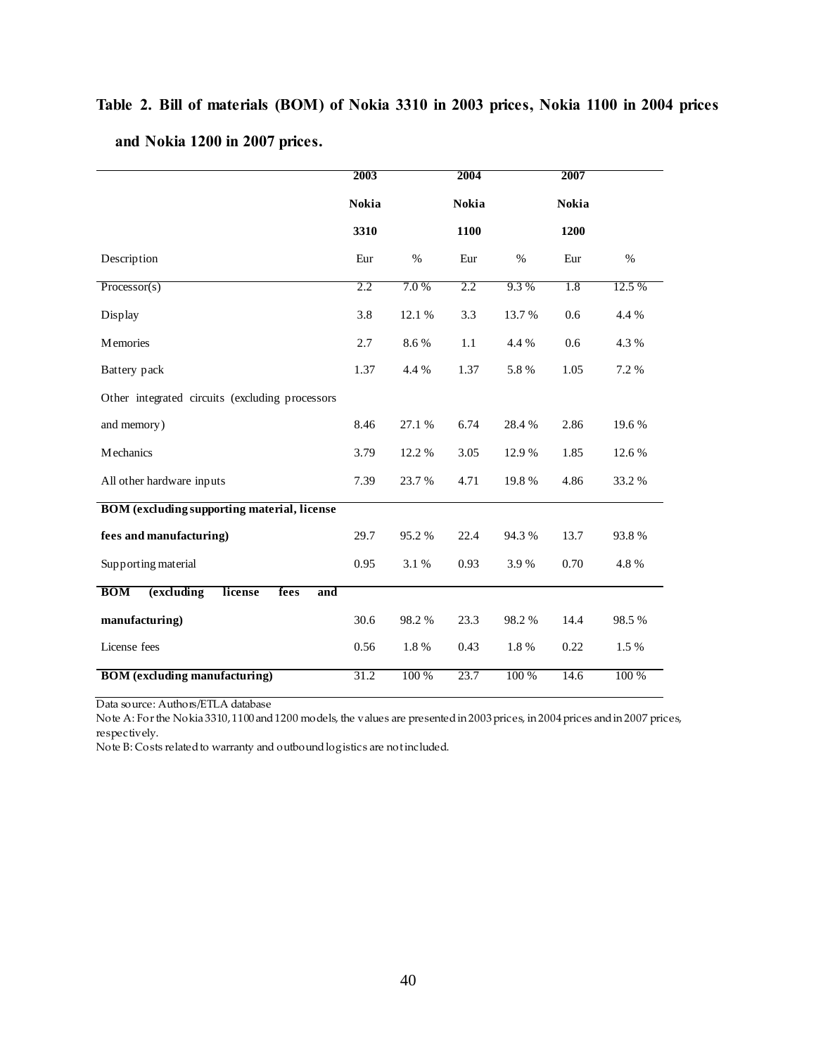**Table 2. Bill of materials (BOM) of Nokia 3310 in 2003 prices, Nokia 1100 in 2004 prices and Nokia 1200 in 2007 prices.**

| | **2003** | | **2004** | | **2007** | |
|---|---|---|---|---|---|---|
| | **Nokia** | | **Nokia** | | **Nokia** | |
| | **3310** | | **1100** | | **1200** | |
| Description | Eur | % | Eur | % | Eur | % |
| Processor(s) | 2.2 | 7.0 % | 2.2 | 9.3 % | 1.8 | 12.5 % |
| Display | 3.8 | 12.1 % | 3.3 | 13.7 % | 0.6 | 4.4 % |
| Memories | 2.7 | 8.6 % | 1.1 | 4.4 % | 0.6 | 4.3 % |
| Battery pack | 1.37 | 4.4 % | 1.37 | 5.8 % | 1.05 | 7.2 % |
| Other integrated circuits (excluding processors and memory) | 8.46 | 27.1 % | 6.74 | 28.4 % | 2.86 | 19.6 % |
| Mechanics | 3.79 | 12.2 % | 3.05 | 12.9 % | 1.85 | 12.6 % |
| All other hardware inputs | 7.39 | 23.7 % | 4.71 | 19.8 % | 4.86 | 33.2 % |
| **BOM (excluding supporting material, license fees and manufacturing)** | 29.7 | 95.2 % | 22.4 | 94.3 % | 13.7 | 93.8 % |
| Supporting material | 0.95 | 3.1 % | 0.93 | 3.9 % | 0.70 | 4.8 % |
| **BOM (excluding license fees and manufacturing)** | 30.6 | 98.2 % | 23.3 | 98.2 % | 14.4 | 98.5 % |
| License fees | 0.56 | 1.8 % | 0.43 | 1.8 % | 0.22 | 1.5 % |
| **BOM (excluding manufacturing)** | 31.2 | 100 % | 23.7 | 100 % | 14.6 | 100 % |

Data source: Authors/ETLA database

Note A: For the Nokia 3310, 1100 and 1200 models, the values are presented in 2003 prices, in 2004 prices and in 2007 prices, respectively.

Note B: Costs related to warranty and outbound logistics are not included.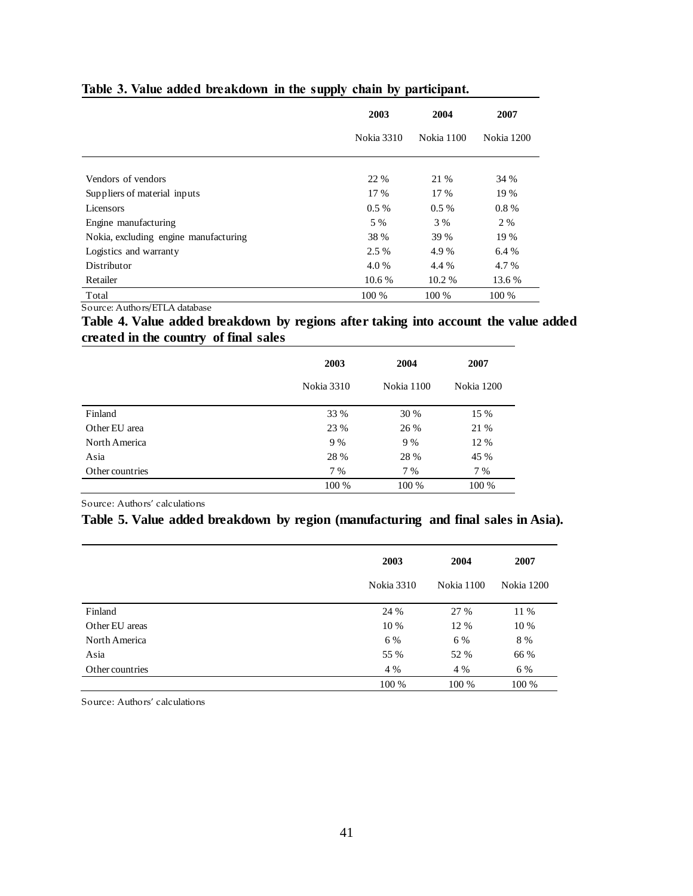**Table 3. Value added breakdown in the supply chain by participant.**

| | 2003 | 2004 | 2007 |
|---|---|---|---|
| | Nokia 3310 | Nokia 1100 | Nokia 1200 |
| Vendors of vendors | 22 % | 21 % | 34 % |
| Suppliers of material inputs | 17 % | 17 % | 19 % |
| Licensors | 0.5 % | 0.5 % | 0.8 % |
| Engine manufacturing | 5 % | 3 % | 2 % |
| Nokia, excluding engine manufacturing | 38 % | 39 % | 19 % |
| Logistics and warranty | 2.5 % | 4.9 % | 6.4 % |
| Distributor | 4.0 % | 4.4 % | 4.7 % |
| Retailer | 10.6 % | 10.2 % | 13.6 % |
| Total | 100 % | 100 % | 100 % |

Source: Authors/ETLA database

**Table 4. Value added breakdown by regions after taking into account the value added created in the country of final sales**

| | 2003 | 2004 | 2007 |
|---|---|---|---|
| | Nokia 3310 | Nokia 1100 | Nokia 1200 |
| Finland | 33 % | 30 % | 15 % |
| Other EU area | 23 % | 26 % | 21 % |
| North America | 9 % | 9 % | 12 % |
| Asia | 28 % | 28 % | 45 % |
| Other countries | 7 % | 7 % | 7 % |
| | 100 % | 100 % | 100 % |

Source: Authors' calculations

**Table 5. Value added breakdown by region (manufacturing and final sales in Asia).**

| | 2003 | 2004 | 2007 |
|---|---|---|---|
| | Nokia 3310 | Nokia 1100 | Nokia 1200 |
| Finland | 24 % | 27 % | 11 % |
| Other EU areas | 10 % | 12 % | 10 % |
| North America | 6 % | 6 % | 8 % |
| Asia | 55 % | 52 % | 66 % |
| Other countries | 4 % | 4 % | 6 % |
| | 100 % | 100 % | 100 % |

Source: Authors' calculations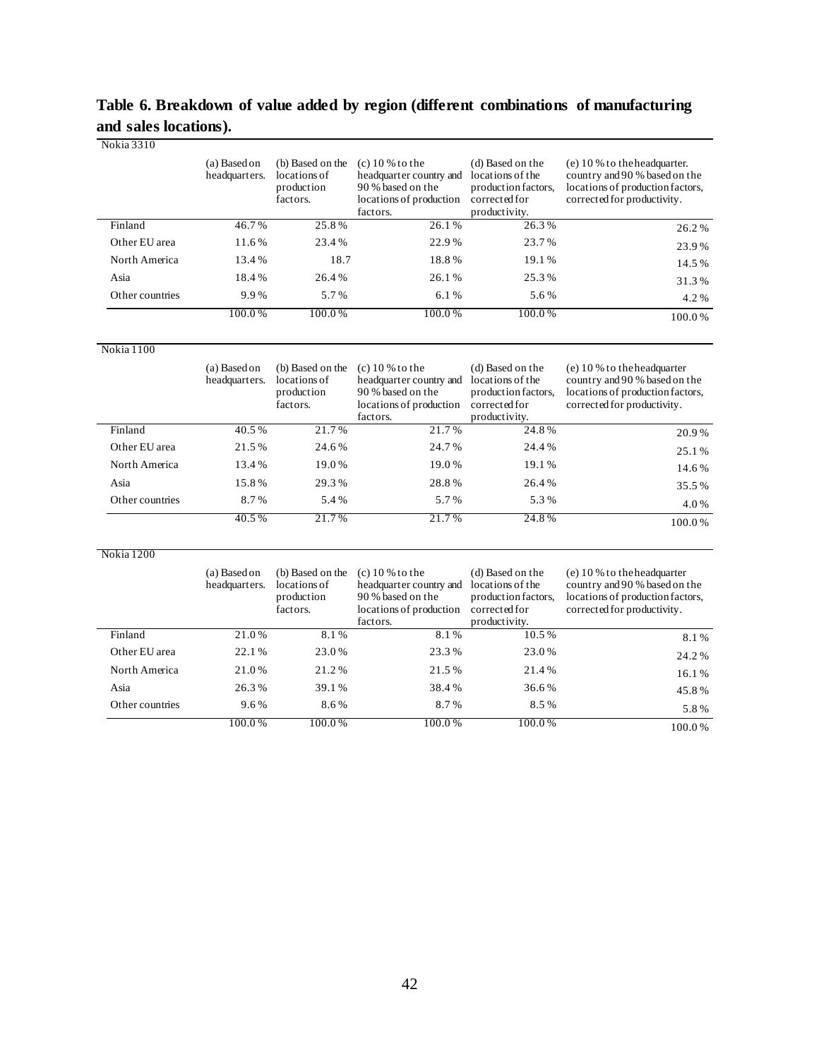**Table 6. Breakdown of value added by region (different combinations of manufacturing and sales locations).**

Nokia 3310

| | (a) Based on headquarters. | (b) Based on the locations of production factors. | (c) 10 % to the headquarter country and 90 % based on the locations of production factors. | (d) Based on the locations of the production factors, corrected for productivity. | (e) 10 % to the headquarter. country and 90 % based on the locations of production factors, corrected for productivity. |
|---|---|---|---|---|---|
| Finland | 46.7 % | 25.8 % | 26.1 % | 26.3 % | 26.2 % |
| Other EU area | 11.6 % | 23.4 % | 22.9 % | 23.7 % | 23.9 % |
| North America | 13.4 % | 18.7 | 18.8 % | 19.1 % | 14.5 % |
| Asia | 18.4 % | 26.4 % | 26.1 % | 25.3 % | 31.3 % |
| Other countries | 9.9 % | 5.7 % | 6.1 % | 5.6 % | 4.2 % |
| | 100.0 % | 100.0 % | 100.0 % | 100.0 % | 100.0 % |

Nokia 1100

| | (a) Based on headquarters. | (b) Based on the locations of production factors. | (c) 10 % to the headquarter country and 90 % based on the locations of production factors. | (d) Based on the locations of the production factors, corrected for productivity. | (e) 10 % to the headquarter country and 90 % based on the locations of production factors, corrected for productivity. |
|---|---|---|---|---|---|
| Finland | 40.5 % | 21.7 % | 21.7 % | 24.8 % | 20.9 % |
| Other EU area | 21.5 % | 24.6 % | 24.7 % | 24.4 % | 25.1 % |
| North America | 13.4 % | 19.0 % | 19.0 % | 19.1 % | 14.6 % |
| Asia | 15.8 % | 29.3 % | 28.8 % | 26.4 % | 35.5 % |
| Other countries | 8.7 % | 5.4 % | 5.7 % | 5.3 % | 4.0 % |
| | 40.5 % | 21.7 % | 21.7 % | 24.8 % | 100.0 % |

Nokia 1200

| | (a) Based on headquarters. | (b) Based on the locations of production factors. | (c) 10 % to the headquarter country and 90 % based on the locations of production factors. | (d) Based on the locations of the production factors, corrected for productivity. | (e) 10 % to the headquarter country and 90 % based on the locations of production factors, corrected for productivity. |
|---|---|---|---|---|---|
| Finland | 21.0 % | 8.1 % | 8.1 % | 10.5 % | 8.1 % |
| Other EU area | 22.1 % | 23.0 % | 23.3 % | 23.0 % | 24.2 % |
| North America | 21.0 % | 21.2 % | 21.5 % | 21.4 % | 16.1 % |
| Asia | 26.3 % | 39.1 % | 38.4 % | 36.6 % | 45.8 % |
| Other countries | 9.6 % | 8.6 % | 8.7 % | 8.5 % | 5.8 % |
| | 100.0 % | 100.0 % | 100.0 % | 100.0 % | 100.0 % |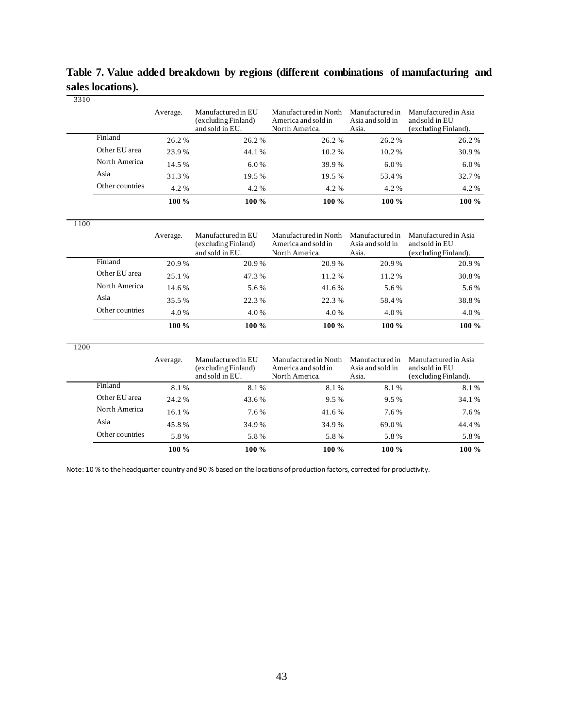**Table 7. Value added breakdown by regions (different combinations of manufacturing and sales locations).**

3310

| | Average. | Manufactured in EU (excluding Finland) and sold in EU. | Manufactured in North America and sold in North America. | Manufactured in Asia and sold in Asia. | Manufactured in Asia and sold in EU (excluding Finland). |
|---|---|---|---|---|---|
| Finland | 26.2 % | 26.2 % | 26.2 % | 26.2 % | 26.2 % |
| Other EU area | 23.9 % | 44.1 % | 10.2 % | 10.2 % | 30.9 % |
| North America | 14.5 % | 6.0 % | 39.9 % | 6.0 % | 6.0 % |
| Asia | 31.3 % | 19.5 % | 19.5 % | 53.4 % | 32.7 % |
| Other countries | 4.2 % | 4.2 % | 4.2 % | 4.2 % | 4.2 % |
| | **100 %** | **100 %** | **100 %** | **100 %** | **100 %** |

1100

| | Average. | Manufactured in EU (excluding Finland) and sold in EU. | Manufactured in North America and sold in North America. | Manufactured in Asia and sold in Asia. | Manufactured in Asia and sold in EU (excluding Finland). |
|---|---|---|---|---|---|
| Finland | 20.9 % | 20.9 % | 20.9 % | 20.9 % | 20.9 % |
| Other EU area | 25.1 % | 47.3 % | 11.2 % | 11.2 % | 30.8 % |
| North America | 14.6 % | 5.6 % | 41.6 % | 5.6 % | 5.6 % |
| Asia | 35.5 % | 22.3 % | 22.3 % | 58.4 % | 38.8 % |
| Other countries | 4.0 % | 4.0 % | 4.0 % | 4.0 % | 4.0 % |
| | **100 %** | **100 %** | **100 %** | **100 %** | **100 %** |

1200

| | Average. | Manufactured in EU (excluding Finland) and sold in EU. | Manufactured in North America and sold in North America. | Manufactured in Asia and sold in Asia. | Manufactured in Asia and sold in EU (excluding Finland). |
|---|---|---|---|---|---|
| Finland | 8.1 % | 8.1 % | 8.1 % | 8.1 % | 8.1 % |
| Other EU area | 24.2 % | 43.6 % | 9.5 % | 9.5 % | 34.1 % |
| North America | 16.1 % | 7.6 % | 41.6 % | 7.6 % | 7.6 % |
| Asia | 45.8 % | 34.9 % | 34.9 % | 69.0 % | 44.4 % |
| Other countries | 5.8 % | 5.8 % | 5.8 % | 5.8 % | 5.8 % |
| | **100 %** | **100 %** | **100 %** | **100 %** | **100 %** |

Note: 10 % to the headquarter country and 90 % based on the locations of production factors, corrected for productivity.